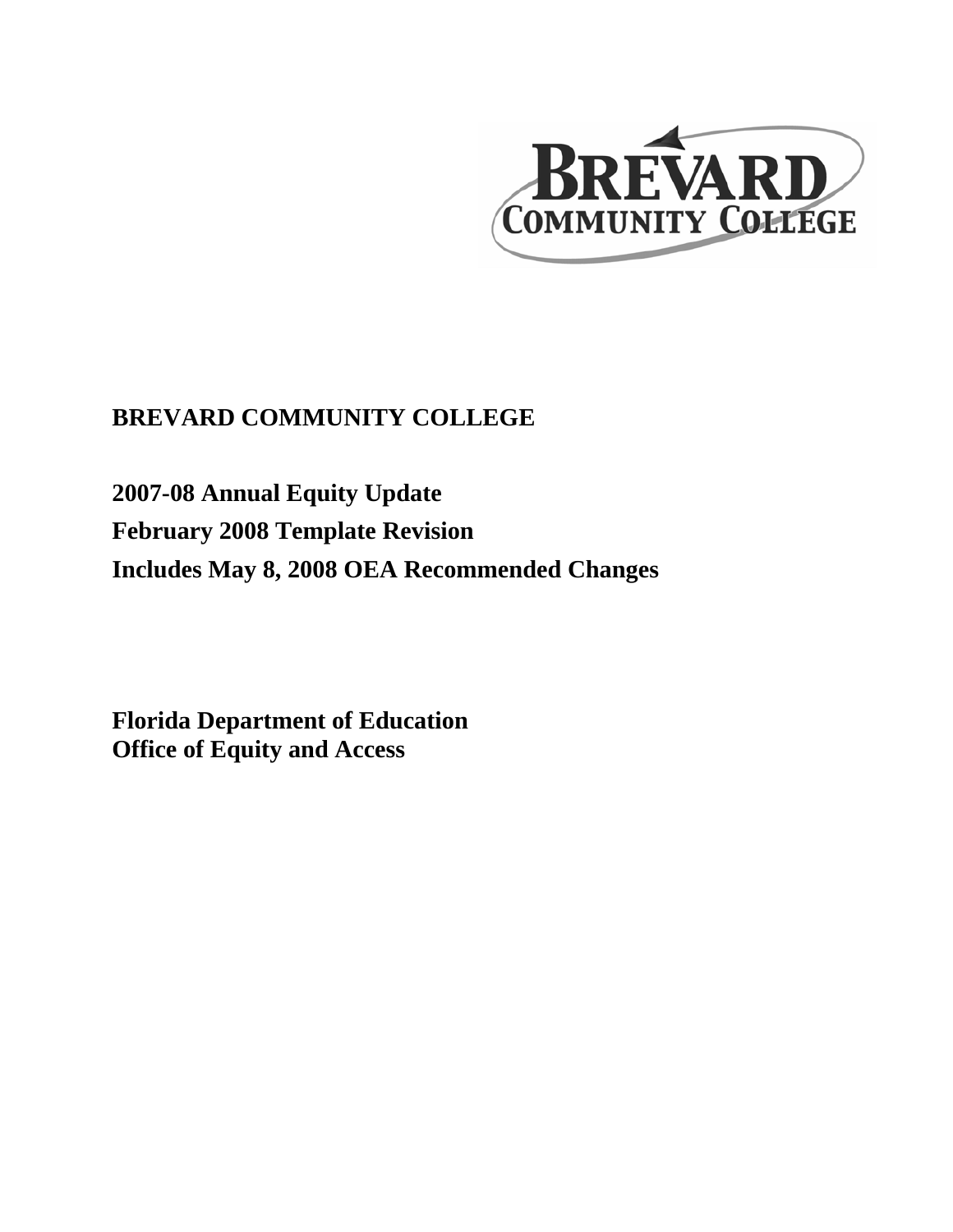# BREVARD COMMUNITY COLLEGE

## 2007-08 Annual Equity Update

## February 2008 Template Revision

## Includes May 8, 2008 OEA Recommended Changes

**Florida Department of Education**
**Office of Equity and Access**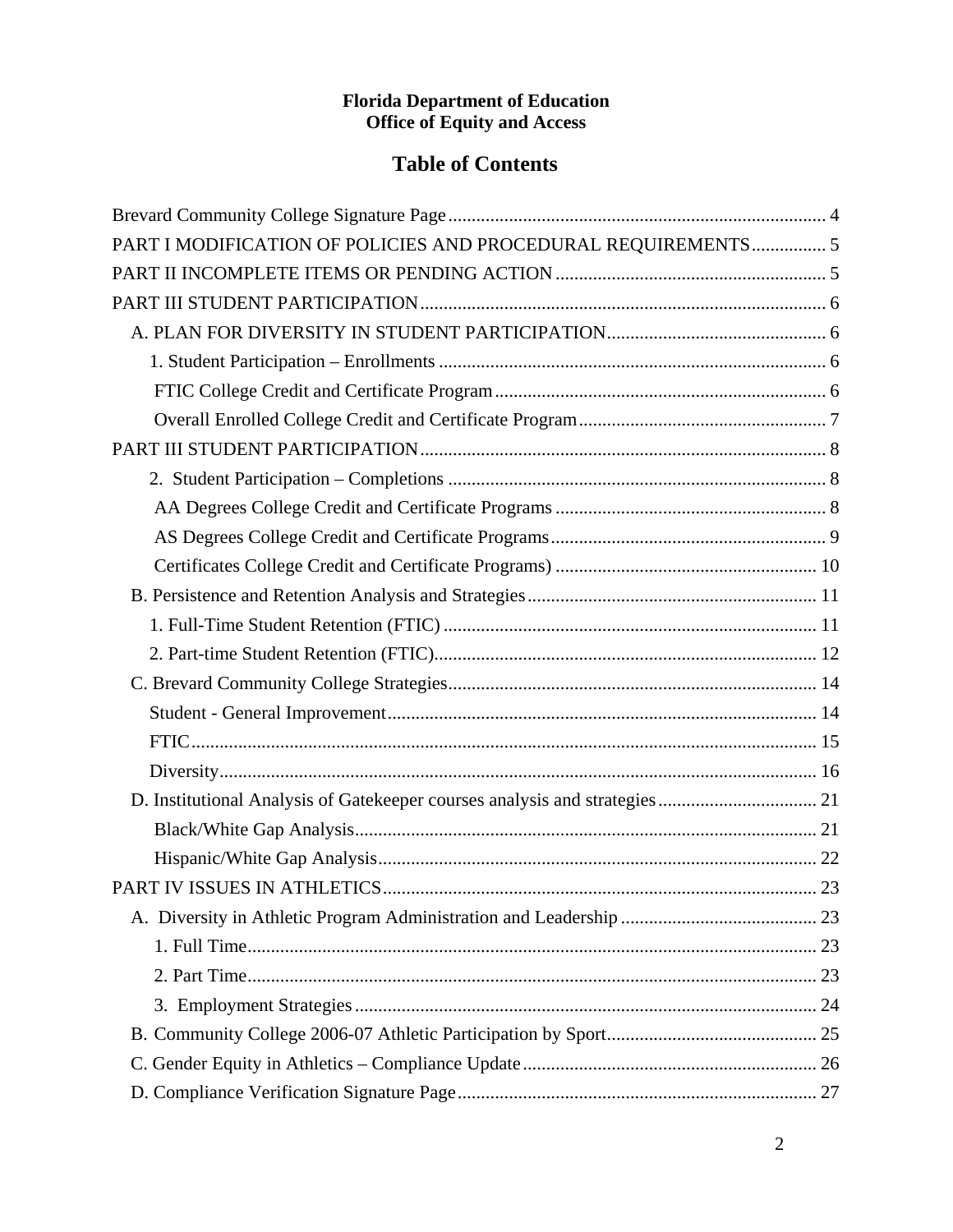**Florida Department of Education**
**Office of Equity and Access**

# Table of Contents

Brevard Community College Signature Page ........ 4
PART I MODIFICATION OF POLICIES AND PROCEDURAL REQUIREMENTS ........ 5
PART II INCOMPLETE ITEMS OR PENDING ACTION ........ 5
PART III STUDENT PARTICIPATION ........ 6
- A. PLAN FOR DIVERSITY IN STUDENT PARTICIPATION ........ 6
  - 1. Student Participation – Enrollments ........ 6
  - FTIC College Credit and Certificate Program ........ 6
  - Overall Enrolled College Credit and Certificate Program ........ 7

PART III STUDENT PARTICIPATION ........ 8
  - 2. Student Participation – Completions ........ 8
  - AA Degrees College Credit and Certificate Programs ........ 8
  - AS Degrees College Credit and Certificate Programs ........ 9
  - Certificates College Credit and Certificate Programs) ........ 10
- B. Persistence and Retention Analysis and Strategies ........ 11
  - 1. Full-Time Student Retention (FTIC) ........ 11
  - 2. Part-time Student Retention (FTIC) ........ 12
- C. Brevard Community College Strategies ........ 14
  - Student - General Improvement ........ 14
  - FTIC ........ 15
  - Diversity ........ 16
- D. Institutional Analysis of Gatekeeper courses analysis and strategies ........ 21
  - Black/White Gap Analysis ........ 21
  - Hispanic/White Gap Analysis ........ 22

PART IV ISSUES IN ATHLETICS ........ 23
- A. Diversity in Athletic Program Administration and Leadership ........ 23
  - 1. Full Time ........ 23
  - 2. Part Time ........ 23
  - 3. Employment Strategies ........ 24
- B. Community College 2006-07 Athletic Participation by Sport ........ 25
- C. Gender Equity in Athletics – Compliance Update ........ 26
- D. Compliance Verification Signature Page ........ 27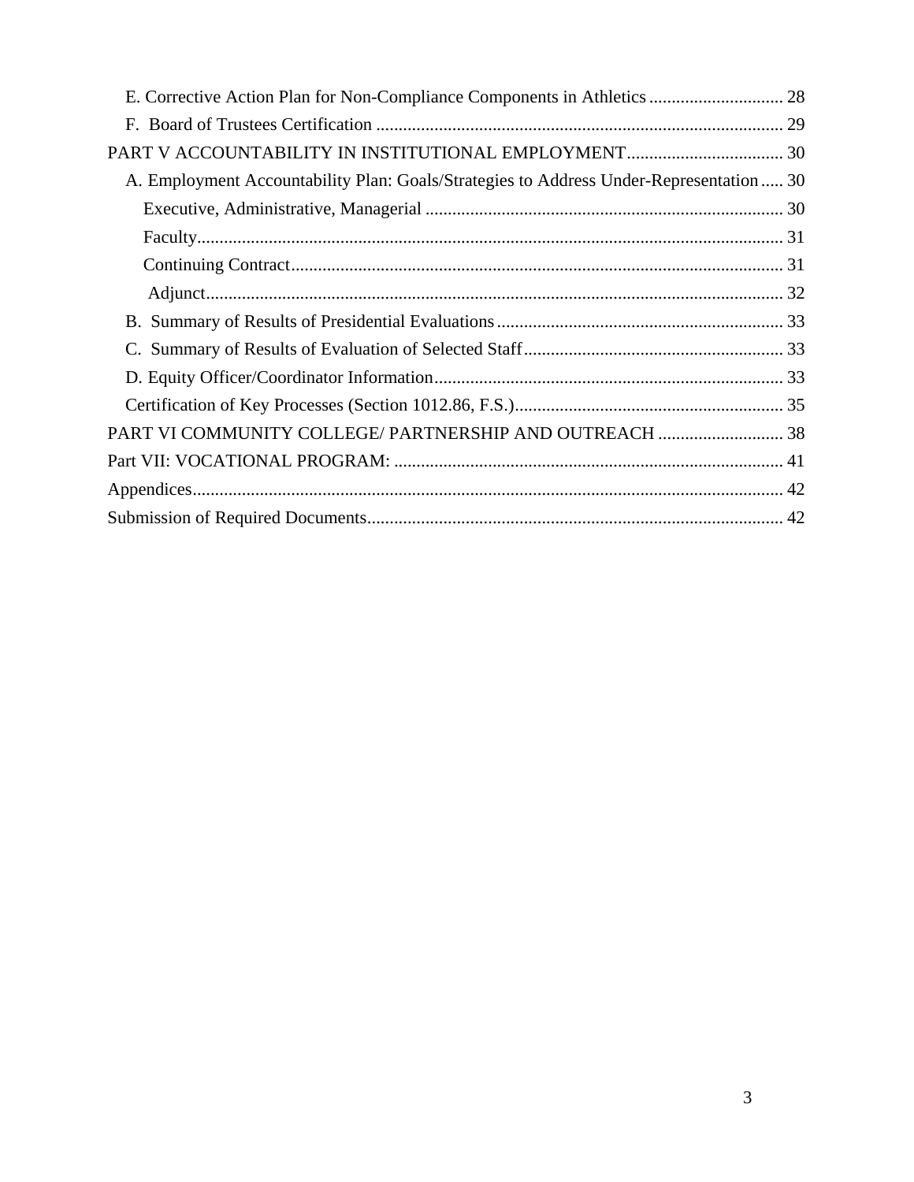E. Corrective Action Plan for Non-Compliance Components in Athletics .............................. 28

F. Board of Trustees Certification ........................................................................................... 29

PART V ACCOUNTABILITY IN INSTITUTIONAL EMPLOYMENT................................... 30

A. Employment Accountability Plan: Goals/Strategies to Address Under-Representation ..... 30

Executive, Administrative, Managerial ................................................................................ 30

Faculty................................................................................................................................... 31

Continuing Contract.............................................................................................................. 31

Adjunct.................................................................................................................................. 32

B. Summary of Results of Presidential Evaluations ................................................................ 33

C. Summary of Results of Evaluation of Selected Staff.......................................................... 33

D. Equity Officer/Coordinator Information.............................................................................. 33

Certification of Key Processes (Section 1012.86, F.S.)............................................................ 35

PART VI COMMUNITY COLLEGE/ PARTNERSHIP AND OUTREACH ............................ 38

Part VII: VOCATIONAL PROGRAM: ...................................................................................... 41

Appendices.................................................................................................................................... 42

Submission of Required Documents............................................................................................. 42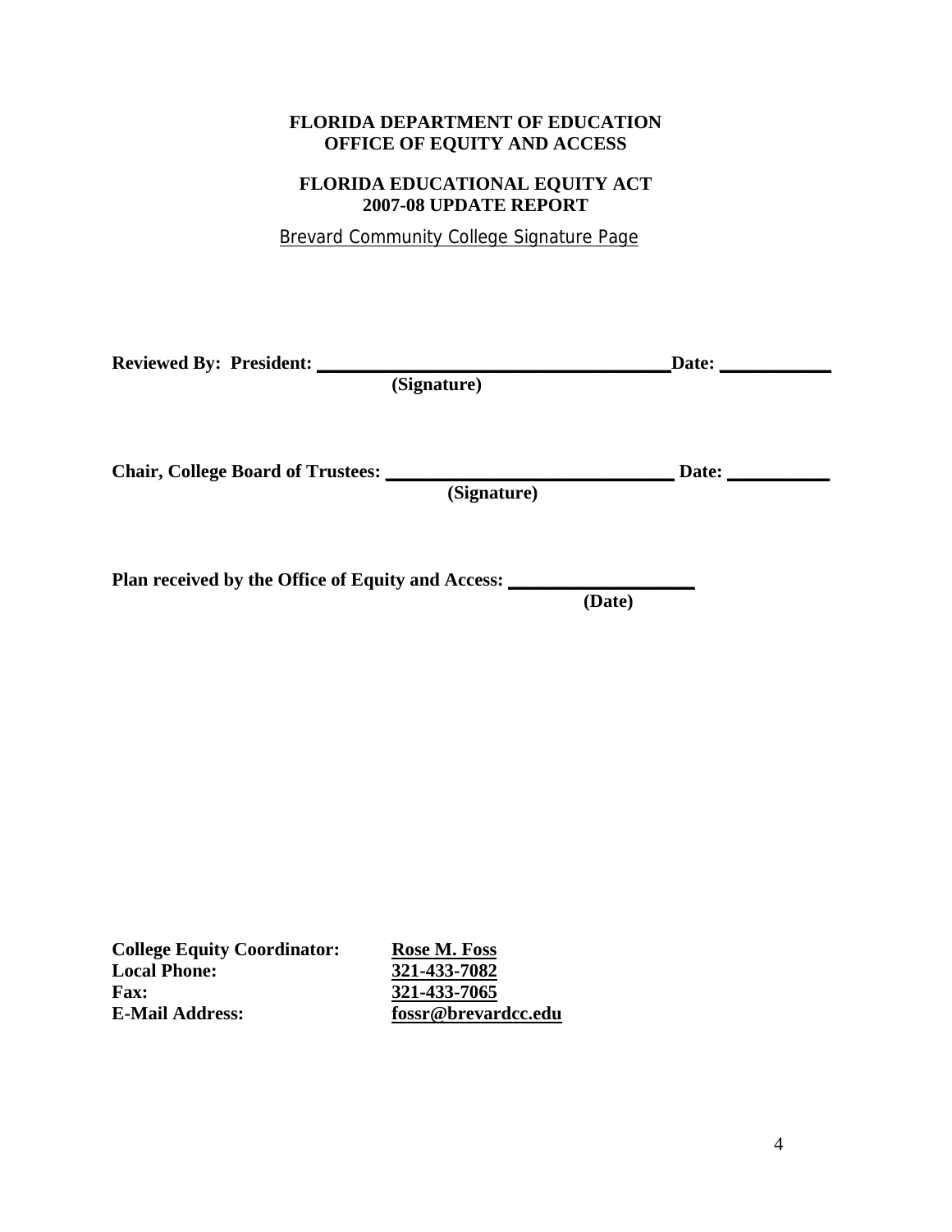**FLORIDA DEPARTMENT OF EDUCATION**
**OFFICE OF EQUITY AND ACCESS**

**FLORIDA EDUCATIONAL EQUITY ACT**
**2007-08 UPDATE REPORT**

Brevard Community College Signature Page

**Reviewed By: President:** ____________________________________ **Date:** ___________
**(Signature)**

**Chair, College Board of Trustees:** ____________________________ **Date:** ___________
**(Signature)**

**Plan received by the Office of Equity and Access:** ___________________
**(Date)**

| | |
|---|---|
| **College Equity Coordinator:** | **Rose M. Foss** |
| **Local Phone:** | **321-433-7082** |
| **Fax:** | **321-433-7065** |
| **E-Mail Address:** | **fossr@brevardcc.edu** |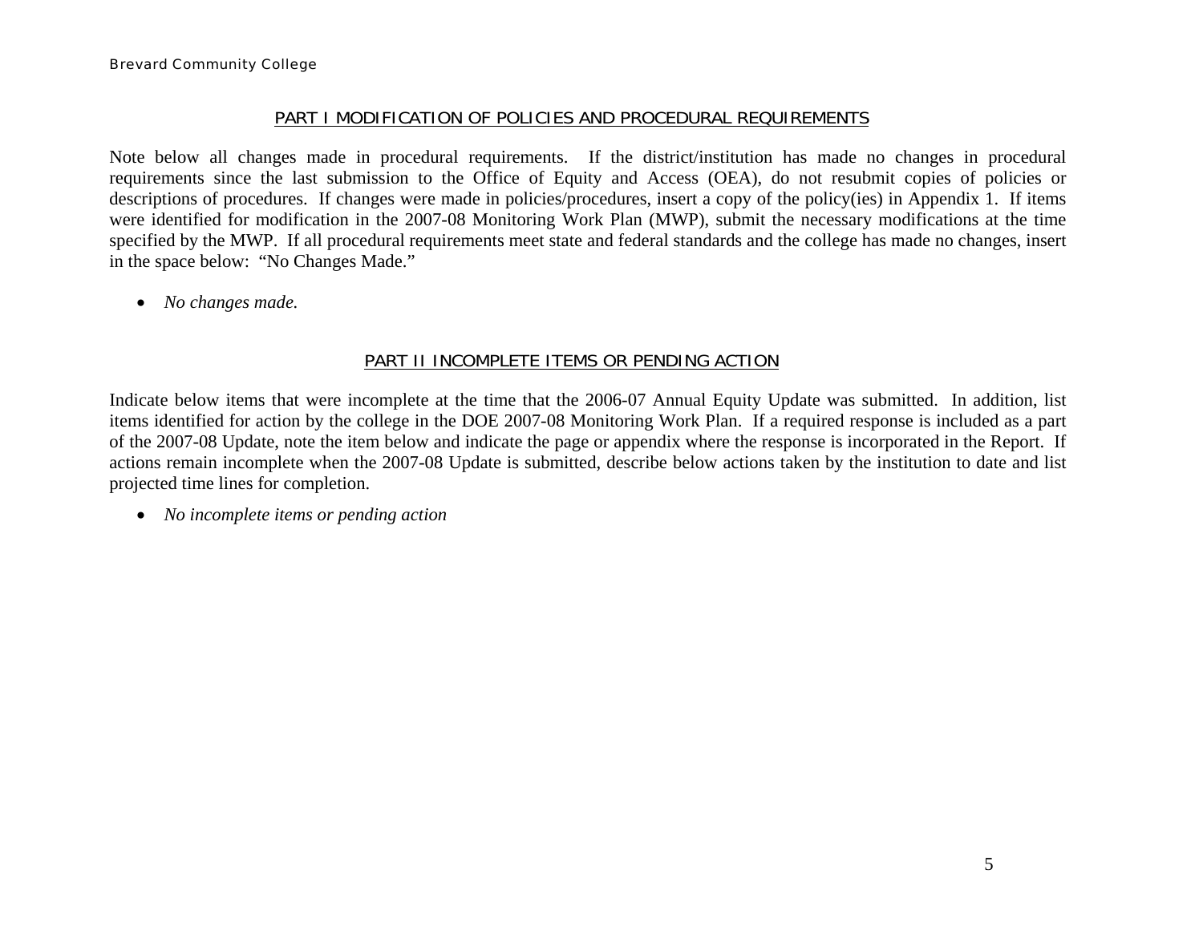## PART I MODIFICATION OF POLICIES AND PROCEDURAL REQUIREMENTS

Note below all changes made in procedural requirements. If the district/institution has made no changes in procedural requirements since the last submission to the Office of Equity and Access (OEA), do not resubmit copies of policies or descriptions of procedures. If changes were made in policies/procedures, insert a copy of the policy(ies) in Appendix 1. If items were identified for modification in the 2007-08 Monitoring Work Plan (MWP), submit the necessary modifications at the time specified by the MWP. If all procedural requirements meet state and federal standards and the college has made no changes, insert in the space below: "No Changes Made."

- *No changes made.*

## PART II INCOMPLETE ITEMS OR PENDING ACTION

Indicate below items that were incomplete at the time that the 2006-07 Annual Equity Update was submitted. In addition, list items identified for action by the college in the DOE 2007-08 Monitoring Work Plan. If a required response is included as a part of the 2007-08 Update, note the item below and indicate the page or appendix where the response is incorporated in the Report. If actions remain incomplete when the 2007-08 Update is submitted, describe below actions taken by the institution to date and list projected time lines for completion.

- *No incomplete items or pending action*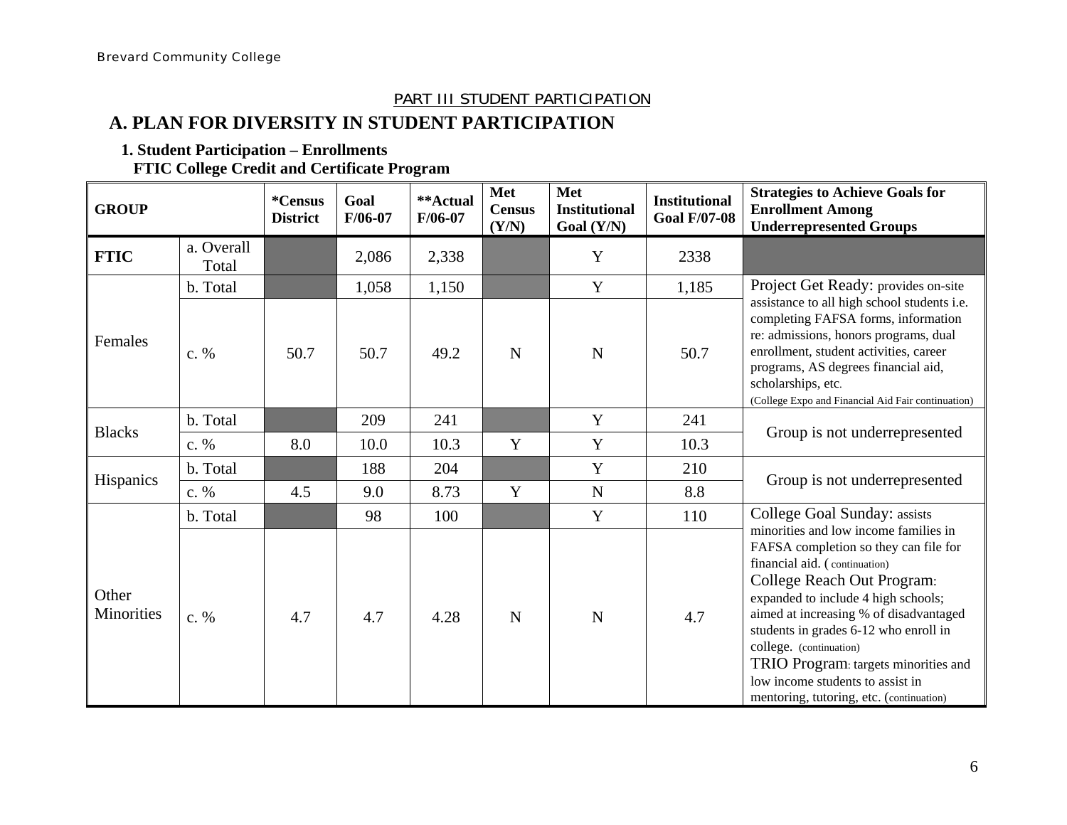PART III STUDENT PARTICIPATION

## A. PLAN FOR DIVERSITY IN STUDENT PARTICIPATION

**1. Student Participation – Enrollments**
**FTIC College Credit and Certificate Program**

| GROUP | | *Census District | Goal F/06-07 | **Actual F/06-07 | Met Census (Y/N) | Met Institutional Goal (Y/N) | Institutional Goal F/07-08 | Strategies to Achieve Goals for Enrollment Among Underrepresented Groups |
|---|---|---|---|---|---|---|---|---|
| **FTIC** | a. Overall Total | | 2,086 | 2,338 | | Y | 2338 | |
| Females | b. Total | | 1,058 | 1,150 | | Y | 1,185 | Project Get Ready: provides on-site assistance to all high school students i.e. completing FAFSA forms, information re: admissions, honors programs, dual enrollment, student activities, career programs, AS degrees financial aid, scholarships, etc. (College Expo and Financial Aid Fair continuation) |
| | c. % | 50.7 | 50.7 | 49.2 | N | N | 50.7 | |
| Blacks | b. Total | | 209 | 241 | | Y | 241 | Group is not underrepresented |
| | c. % | 8.0 | 10.0 | 10.3 | Y | Y | 10.3 | |
| Hispanics | b. Total | | 188 | 204 | | Y | 210 | Group is not underrepresented |
| | c. % | 4.5 | 9.0 | 8.73 | Y | N | 8.8 | |
| Other Minorities | b. Total | | 98 | 100 | | Y | 110 | College Goal Sunday: assists minorities and low income families in FAFSA completion so they can file for financial aid. ( continuation) College Reach Out Program: expanded to include 4 high schools; aimed at increasing % of disadvantaged students in grades 6-12 who enroll in college. (continuation) TRIO Program: targets minorities and low income students to assist in mentoring, tutoring, etc. (continuation) |
| | c. % | 4.7 | 4.7 | 4.28 | N | N | 4.7 | |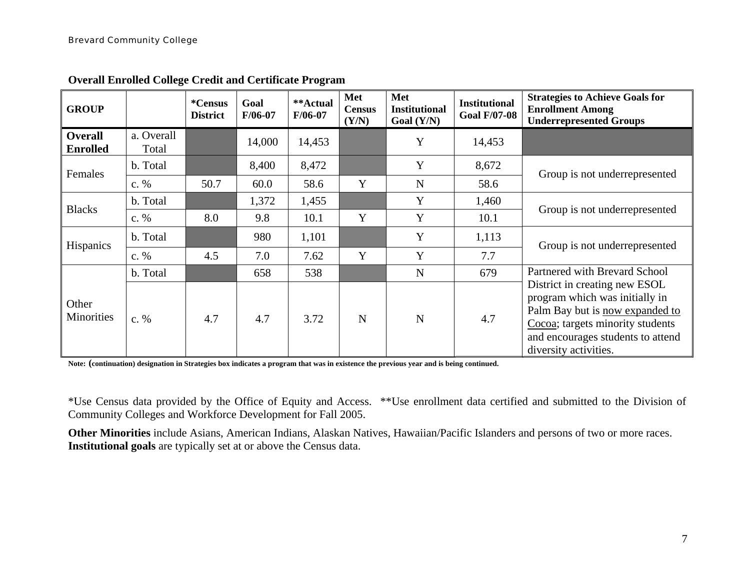**Overall Enrolled College Credit and Certificate Program**

| GROUP | | *Census District | Goal F/06-07 | **Actual F/06-07 | Met Census (Y/N) | Met Institutional Goal (Y/N) | Institutional Goal F/07-08 | Strategies to Achieve Goals for Enrollment Among Underrepresented Groups |
|---|---|---|---|---|---|---|---|---|
| **Overall Enrolled** | a. Overall Total | | 14,000 | 14,453 | | Y | 14,453 | |
| Females | b. Total | | 8,400 | 8,472 | | Y | 8,672 | Group is not underrepresented |
| | c. % | 50.7 | 60.0 | 58.6 | Y | N | 58.6 | |
| Blacks | b. Total | | 1,372 | 1,455 | | Y | 1,460 | Group is not underrepresented |
| | c. % | 8.0 | 9.8 | 10.1 | Y | Y | 10.1 | |
| Hispanics | b. Total | | 980 | 1,101 | | Y | 1,113 | Group is not underrepresented |
| | c. % | 4.5 | 7.0 | 7.62 | Y | Y | 7.7 | |
| Other Minorities | b. Total | | 658 | 538 | | N | 679 | Partnered with Brevard School District in creating new ESOL program which was initially in Palm Bay but is now expanded to Cocoa; targets minority students and encourages students to attend diversity activities. |
| | c. % | 4.7 | 4.7 | 3.72 | N | N | 4.7 | |

**Note: (continuation) designation in Strategies box indicates a program that was in existence the previous year and is being continued.**

*Use Census data provided by the Office of Equity and Access. **Use enrollment data certified and submitted to the Division of Community Colleges and Workforce Development for Fall 2005.

**Other Minorities** include Asians, American Indians, Alaskan Natives, Hawaiian/Pacific Islanders and persons of two or more races. **Institutional goals** are typically set at or above the Census data.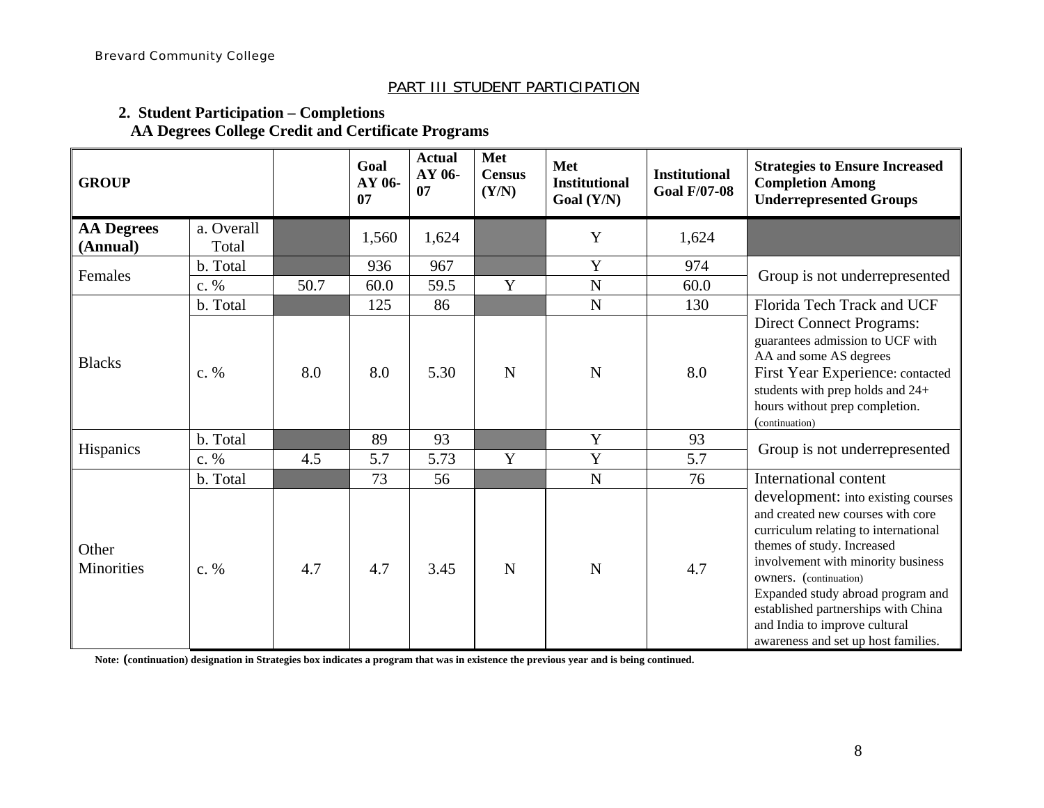PART III STUDENT PARTICIPATION

**2. Student Participation – Completions**
**AA Degrees College Credit and Certificate Programs**

| **GROUP** | | | **Goal AY 06-07** | **Actual AY 06-07** | **Met Census (Y/N)** | **Met Institutional Goal (Y/N)** | **Institutional Goal F/07-08** | **Strategies to Ensure Increased Completion Among Underrepresented Groups** |
|---|---|---|---|---|---|---|---|---|
| **AA Degrees (Annual)** | a. Overall Total | | 1,560 | 1,624 | | Y | 1,624 | |
| Females | b. Total | | 936 | 967 | | Y | 974 | Group is not underrepresented |
| | c. % | 50.7 | 60.0 | 59.5 | Y | N | 60.0 | |
| Blacks | b. Total | | 125 | 86 | | N | 130 | Florida Tech Track and UCF Direct Connect Programs: guarantees admission to UCF with AA and some AS degrees First Year Experience: contacted students with prep holds and 24+ hours without prep completion. (continuation) |
| | c. % | 8.0 | 8.0 | 5.30 | N | N | 8.0 | |
| Hispanics | b. Total | | 89 | 93 | | Y | 93 | Group is not underrepresented |
| | c. % | 4.5 | 5.7 | 5.73 | Y | Y | 5.7 | |
| Other Minorities | b. Total | | 73 | 56 | | N | 76 | International content development: into existing courses and created new courses with core curriculum relating to international themes of study. Increased involvement with minority business owners. (continuation) Expanded study abroad program and established partnerships with China and India to improve cultural awareness and set up host families. |
| | c. % | 4.7 | 4.7 | 3.45 | N | N | 4.7 | |

**Note: (continuation) designation in Strategies box indicates a program that was in existence the previous year and is being continued.**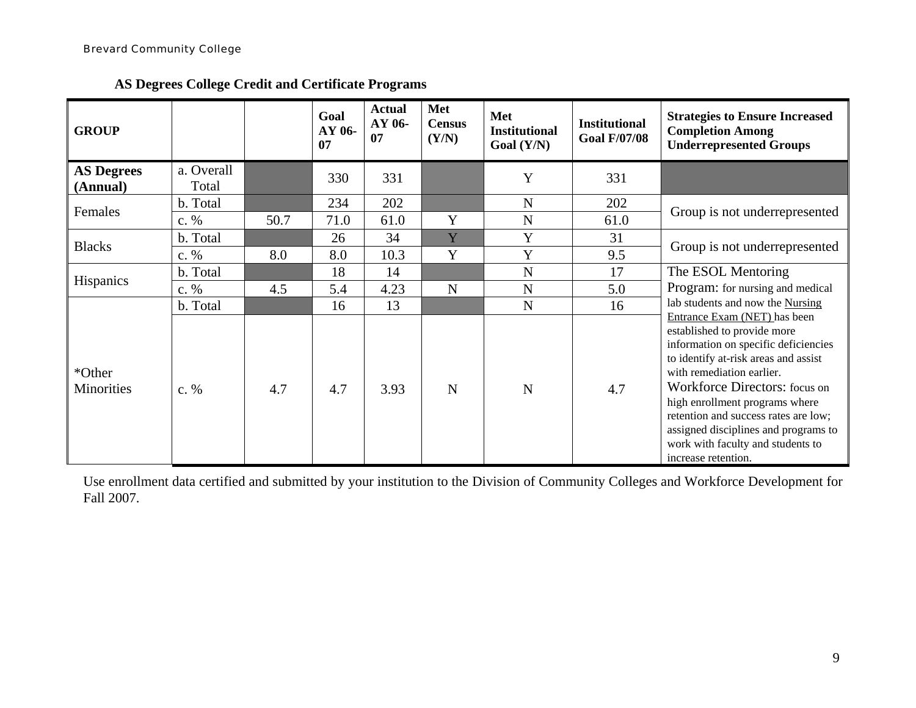## AS Degrees College Credit and Certificate Programs

| GROUP | | | Goal AY 06-07 | Actual AY 06-07 | Met Census (Y/N) | Met Institutional Goal (Y/N) | Institutional Goal F/07/08 | Strategies to Ensure Increased Completion Among Underrepresented Groups |
|---|---|---|---|---|---|---|---|---|
| **AS Degrees (Annual)** | a. Overall Total | | 330 | 331 | | Y | 331 | |
| Females | b. Total | | 234 | 202 | | N | 202 | Group is not underrepresented |
| | c. % | 50.7 | 71.0 | 61.0 | Y | N | 61.0 | |
| Blacks | b. Total | | 26 | 34 | Y | Y | 31 | Group is not underrepresented |
| | c. % | 8.0 | 8.0 | 10.3 | Y | Y | 9.5 | |
| Hispanics | b. Total | | 18 | 14 | | N | 17 | The ESOL Mentoring Program: for nursing and medical lab students and now the Nursing Entrance Exam (NET) has been established to provide more information on specific deficiencies to identify at-risk areas and assist with remediation earlier. Workforce Directors: focus on high enrollment programs where retention and success rates are low; assigned disciplines and programs to work with faculty and students to increase retention. |
| | c. % | 4.5 | 5.4 | 4.23 | N | N | 5.0 | |
| *Other Minorities | b. Total | | 16 | 13 | | N | 16 | |
| | c. % | 4.7 | 4.7 | 3.93 | N | N | 4.7 | |

Use enrollment data certified and submitted by your institution to the Division of Community Colleges and Workforce Development for Fall 2007.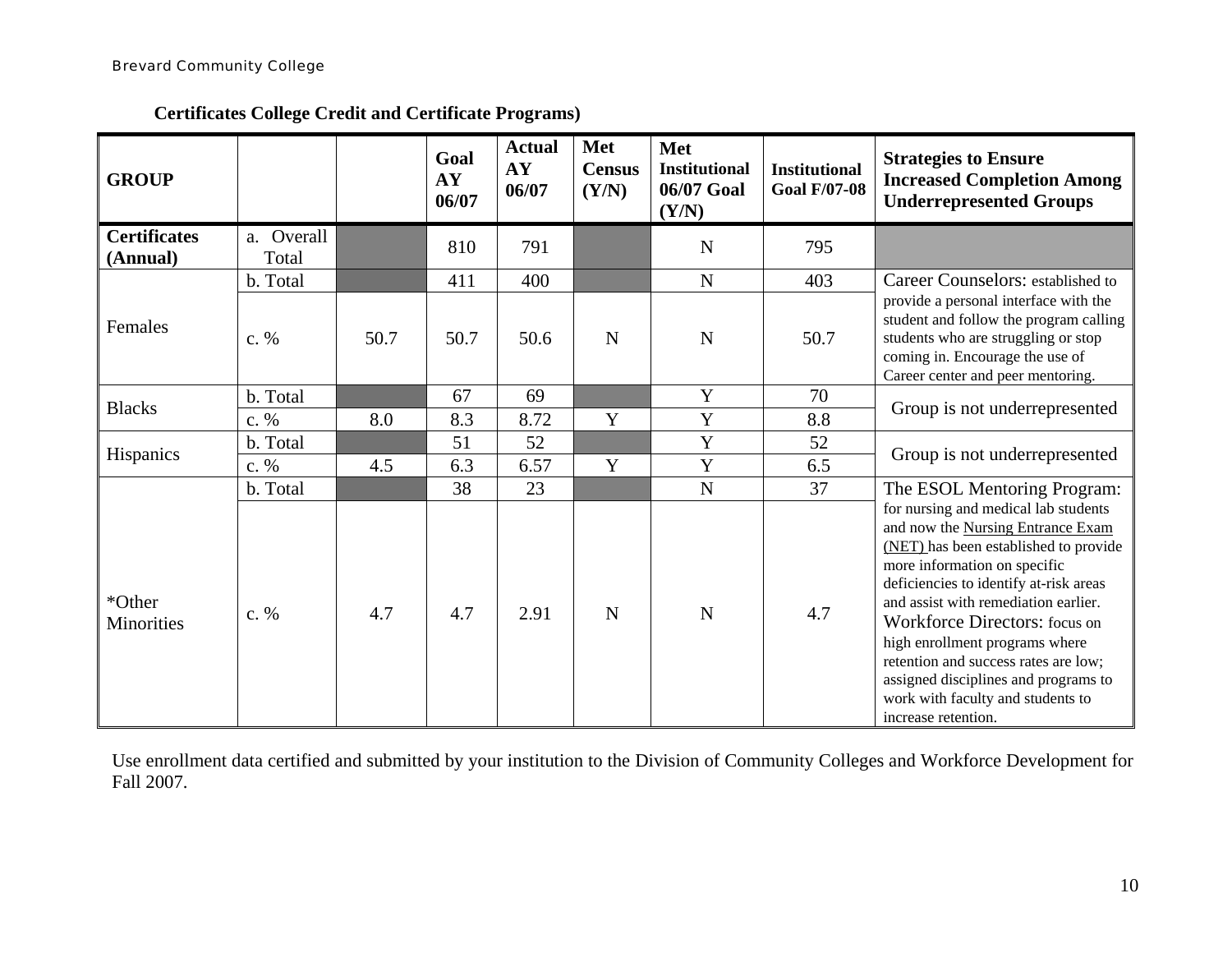**Certificates College Credit and Certificate Programs)**

| GROUP | | | Goal AY 06/07 | Actual AY 06/07 | Met Census (Y/N) | Met Institutional 06/07 Goal (Y/N) | Institutional Goal F/07-08 | Strategies to Ensure Increased Completion Among Underrepresented Groups |
|---|---|---|---|---|---|---|---|---|
| **Certificates (Annual)** | a. Overall Total | | 810 | 791 | | N | 795 | |
| Females | b. Total | | 411 | 400 | | N | 403 | Career Counselors: established to provide a personal interface with the student and follow the program calling students who are struggling or stop coming in. Encourage the use of Career center and peer mentoring. |
| | c. % | 50.7 | 50.7 | 50.6 | N | N | 50.7 | |
| Blacks | b. Total | | 67 | 69 | | Y | 70 | Group is not underrepresented |
| | c. % | 8.0 | 8.3 | 8.72 | Y | Y | 8.8 | |
| Hispanics | b. Total | | 51 | 52 | | Y | 52 | Group is not underrepresented |
| | c. % | 4.5 | 6.3 | 6.57 | Y | Y | 6.5 | |
| *Other Minorities | b. Total | | 38 | 23 | | N | 37 | The ESOL Mentoring Program: for nursing and medical lab students and now the Nursing Entrance Exam (NET) has been established to provide more information on specific deficiencies to identify at-risk areas and assist with remediation earlier. Workforce Directors: focus on high enrollment programs where retention and success rates are low; assigned disciplines and programs to work with faculty and students to increase retention. |
| | c. % | 4.7 | 4.7 | 2.91 | N | N | 4.7 | |

Use enrollment data certified and submitted by your institution to the Division of Community Colleges and Workforce Development for Fall 2007.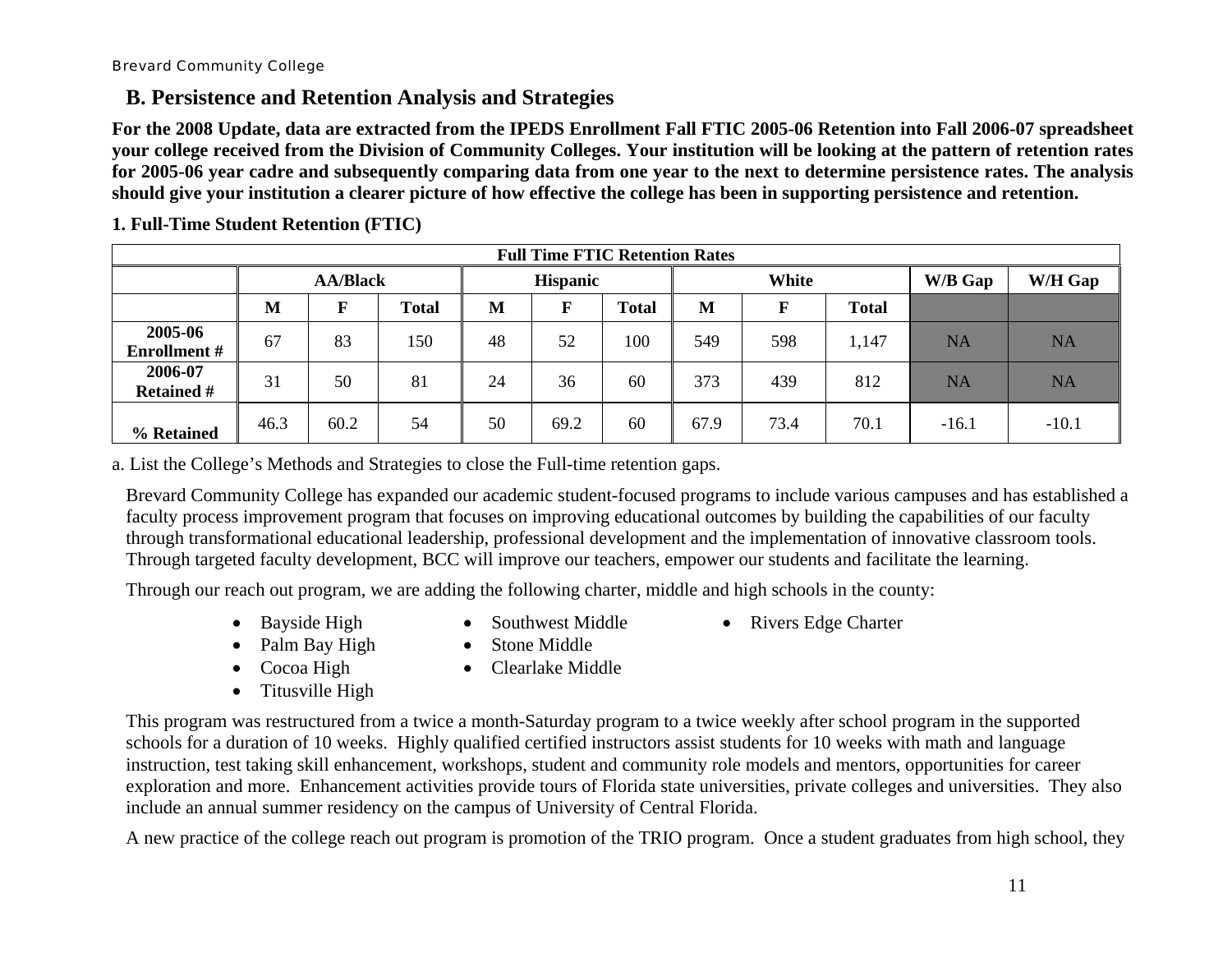## B. Persistence and Retention Analysis and Strategies

**For the 2008 Update, data are extracted from the IPEDS Enrollment Fall FTIC 2005-06 Retention into Fall 2006-07 spreadsheet your college received from the Division of Community Colleges. Your institution will be looking at the pattern of retention rates for 2005-06 year cadre and subsequently comparing data from one year to the next to determine persistence rates. The analysis should give your institution a clearer picture of how effective the college has been in supporting persistence and retention.**

### 1. Full-Time Student Retention (FTIC)

| Full Time FTIC Retention Rates | | | | | | | | | | | |
|---|---|---|---|---|---|---|---|---|---|---|---|
| | AA/Black | | | Hispanic | | | White | | | W/B Gap | W/H Gap |
| | M | F | Total | M | F | Total | M | F | Total | | |
| 2005-06 Enrollment # | 67 | 83 | 150 | 48 | 52 | 100 | 549 | 598 | 1,147 | NA | NA |
| 2006-07 Retained # | 31 | 50 | 81 | 24 | 36 | 60 | 373 | 439 | 812 | NA | NA |
| % Retained | 46.3 | 60.2 | 54 | 50 | 69.2 | 60 | 67.9 | 73.4 | 70.1 | -16.1 | -10.1 |

a. List the College's Methods and Strategies to close the Full-time retention gaps.

Brevard Community College has expanded our academic student-focused programs to include various campuses and has established a faculty process improvement program that focuses on improving educational outcomes by building the capabilities of our faculty through transformational educational leadership, professional development and the implementation of innovative classroom tools. Through targeted faculty development, BCC will improve our teachers, empower our students and facilitate the learning.

Through our reach out program, we are adding the following charter, middle and high schools in the county:

- Bayside High
- Palm Bay High
- Cocoa High
- Titusville High
- Southwest Middle
- Stone Middle
- Clearlake Middle
- Rivers Edge Charter

This program was restructured from a twice a month-Saturday program to a twice weekly after school program in the supported schools for a duration of 10 weeks. Highly qualified certified instructors assist students for 10 weeks with math and language instruction, test taking skill enhancement, workshops, student and community role models and mentors, opportunities for career exploration and more. Enhancement activities provide tours of Florida state universities, private colleges and universities. They also include an annual summer residency on the campus of University of Central Florida.

A new practice of the college reach out program is promotion of the TRIO program. Once a student graduates from high school, they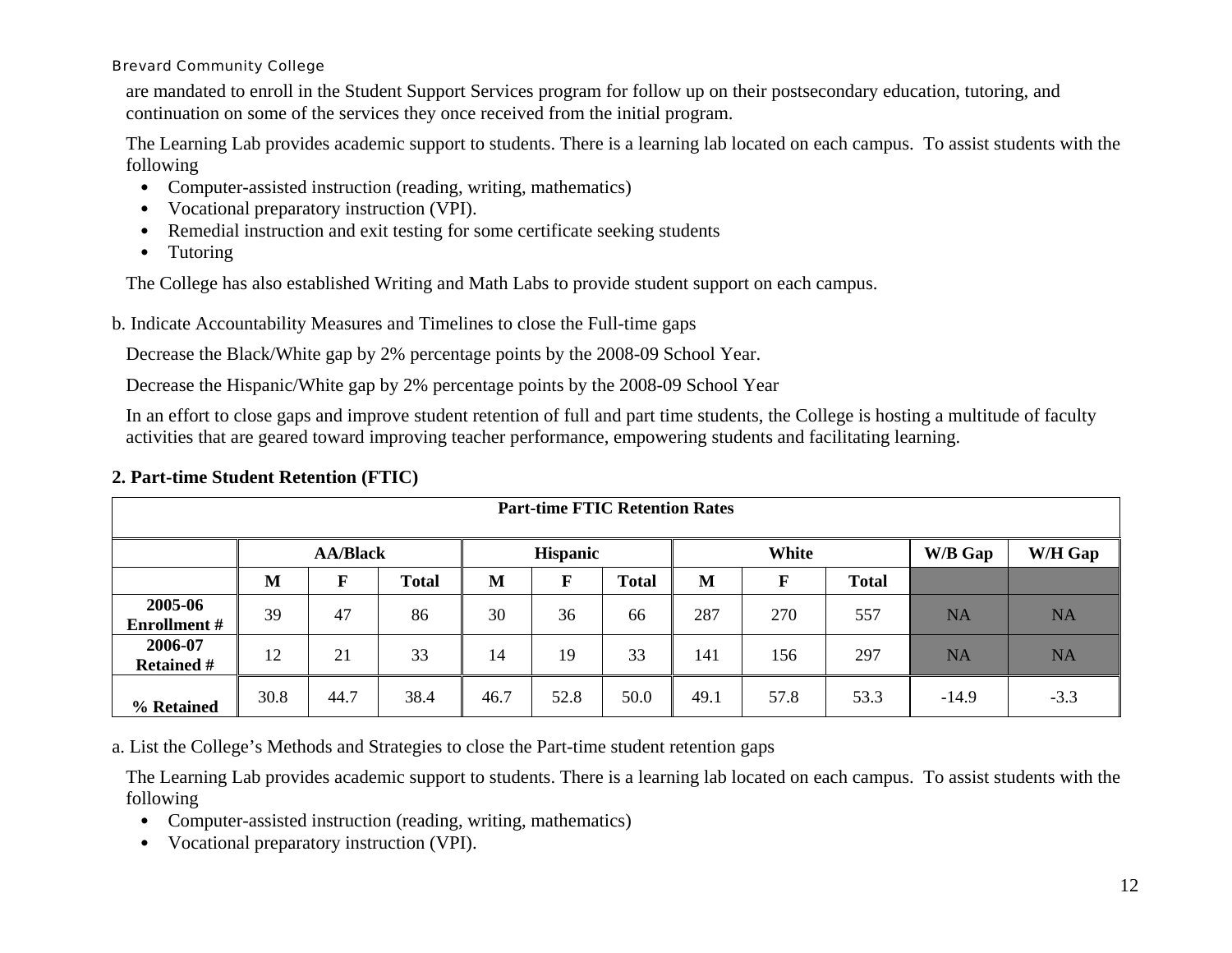are mandated to enroll in the Student Support Services program for follow up on their postsecondary education, tutoring, and continuation on some of the services they once received from the initial program.

The Learning Lab provides academic support to students. There is a learning lab located on each campus. To assist students with the following

- Computer-assisted instruction (reading, writing, mathematics)
- Vocational preparatory instruction (VPI).
- Remedial instruction and exit testing for some certificate seeking students
- Tutoring

The College has also established Writing and Math Labs to provide student support on each campus.

b. Indicate Accountability Measures and Timelines to close the Full-time gaps

Decrease the Black/White gap by 2% percentage points by the 2008-09 School Year.

Decrease the Hispanic/White gap by 2% percentage points by the 2008-09 School Year

In an effort to close gaps and improve student retention of full and part time students, the College is hosting a multitude of faculty activities that are geared toward improving teacher performance, empowering students and facilitating learning.

**2. Part-time Student Retention (FTIC)**

| Part-time FTIC Retention Rates | | | | | | | | | | | |
|---|---|---|---|---|---|---|---|---|---|---|---|
| | **AA/Black** | | | **Hispanic** | | | **White** | | | **W/B Gap** | **W/H Gap** |
| | **M** | **F** | **Total** | **M** | **F** | **Total** | **M** | **F** | **Total** | | |
| **2005-06 Enrollment #** | 39 | 47 | 86 | 30 | 36 | 66 | 287 | 270 | 557 | NA | NA |
| **2006-07 Retained #** | 12 | 21 | 33 | 14 | 19 | 33 | 141 | 156 | 297 | NA | NA |
| **% Retained** | 30.8 | 44.7 | 38.4 | 46.7 | 52.8 | 50.0 | 49.1 | 57.8 | 53.3 | -14.9 | -3.3 |

a. List the College's Methods and Strategies to close the Part-time student retention gaps

The Learning Lab provides academic support to students. There is a learning lab located on each campus. To assist students with the following

- Computer-assisted instruction (reading, writing, mathematics)
- Vocational preparatory instruction (VPI).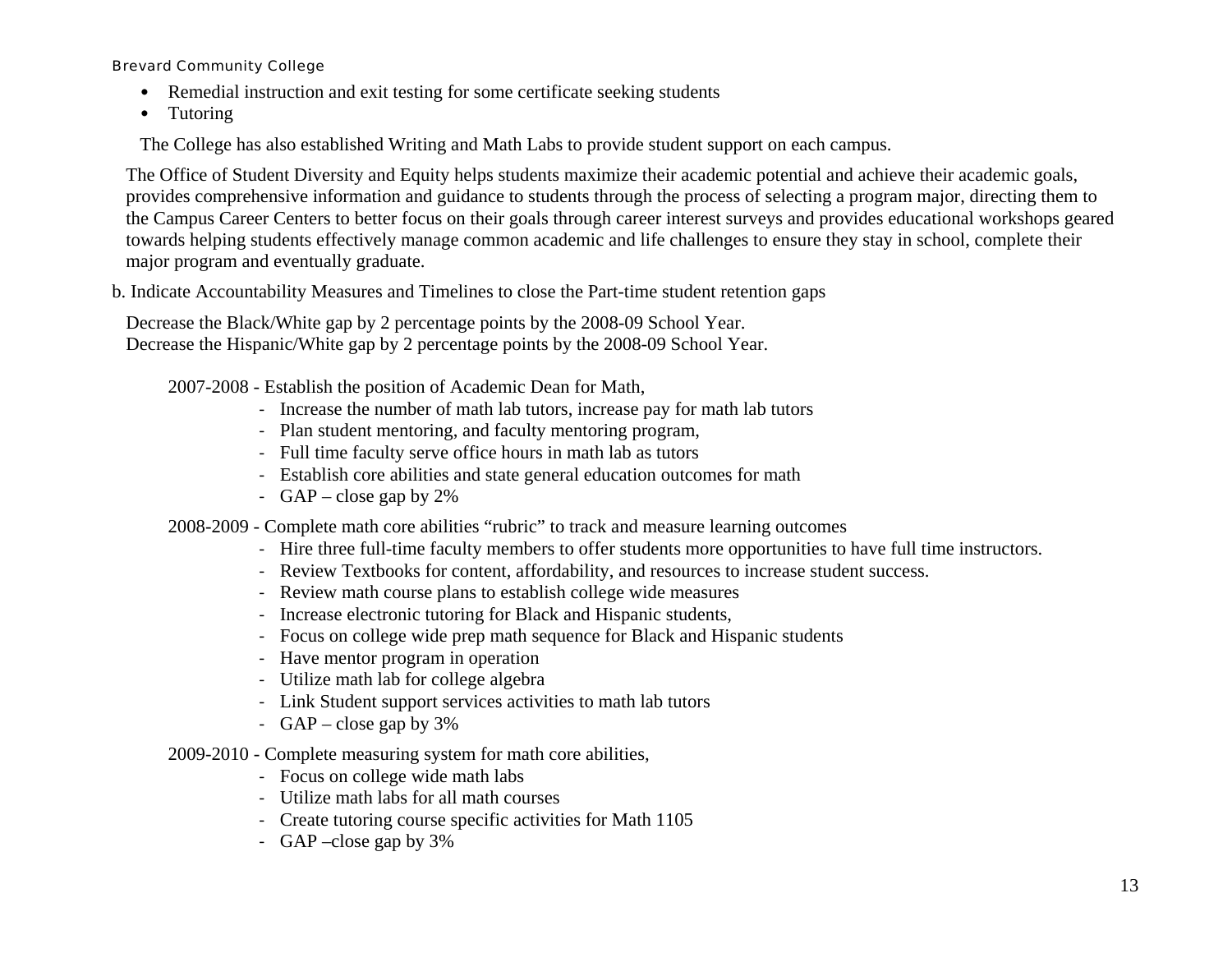- Remedial instruction and exit testing for some certificate seeking students
- Tutoring

The College has also established Writing and Math Labs to provide student support on each campus.

The Office of Student Diversity and Equity helps students maximize their academic potential and achieve their academic goals, provides comprehensive information and guidance to students through the process of selecting a program major, directing them to the Campus Career Centers to better focus on their goals through career interest surveys and provides educational workshops geared towards helping students effectively manage common academic and life challenges to ensure they stay in school, complete their major program and eventually graduate.

b. Indicate Accountability Measures and Timelines to close the Part-time student retention gaps

Decrease the Black/White gap by 2 percentage points by the 2008-09 School Year.
Decrease the Hispanic/White gap by 2 percentage points by the 2008-09 School Year.

2007-2008 - Establish the position of Academic Dean for Math,

- Increase the number of math lab tutors, increase pay for math lab tutors
- Plan student mentoring, and faculty mentoring program,
- Full time faculty serve office hours in math lab as tutors
- Establish core abilities and state general education outcomes for math
- GAP – close gap by 2%

2008-2009 - Complete math core abilities "rubric" to track and measure learning outcomes

- Hire three full-time faculty members to offer students more opportunities to have full time instructors.
- Review Textbooks for content, affordability, and resources to increase student success.
- Review math course plans to establish college wide measures
- Increase electronic tutoring for Black and Hispanic students,
- Focus on college wide prep math sequence for Black and Hispanic students
- Have mentor program in operation
- Utilize math lab for college algebra
- Link Student support services activities to math lab tutors
- GAP – close gap by 3%

2009-2010 - Complete measuring system for math core abilities,

- Focus on college wide math labs
- Utilize math labs for all math courses
- Create tutoring course specific activities for Math 1105
- GAP –close gap by 3%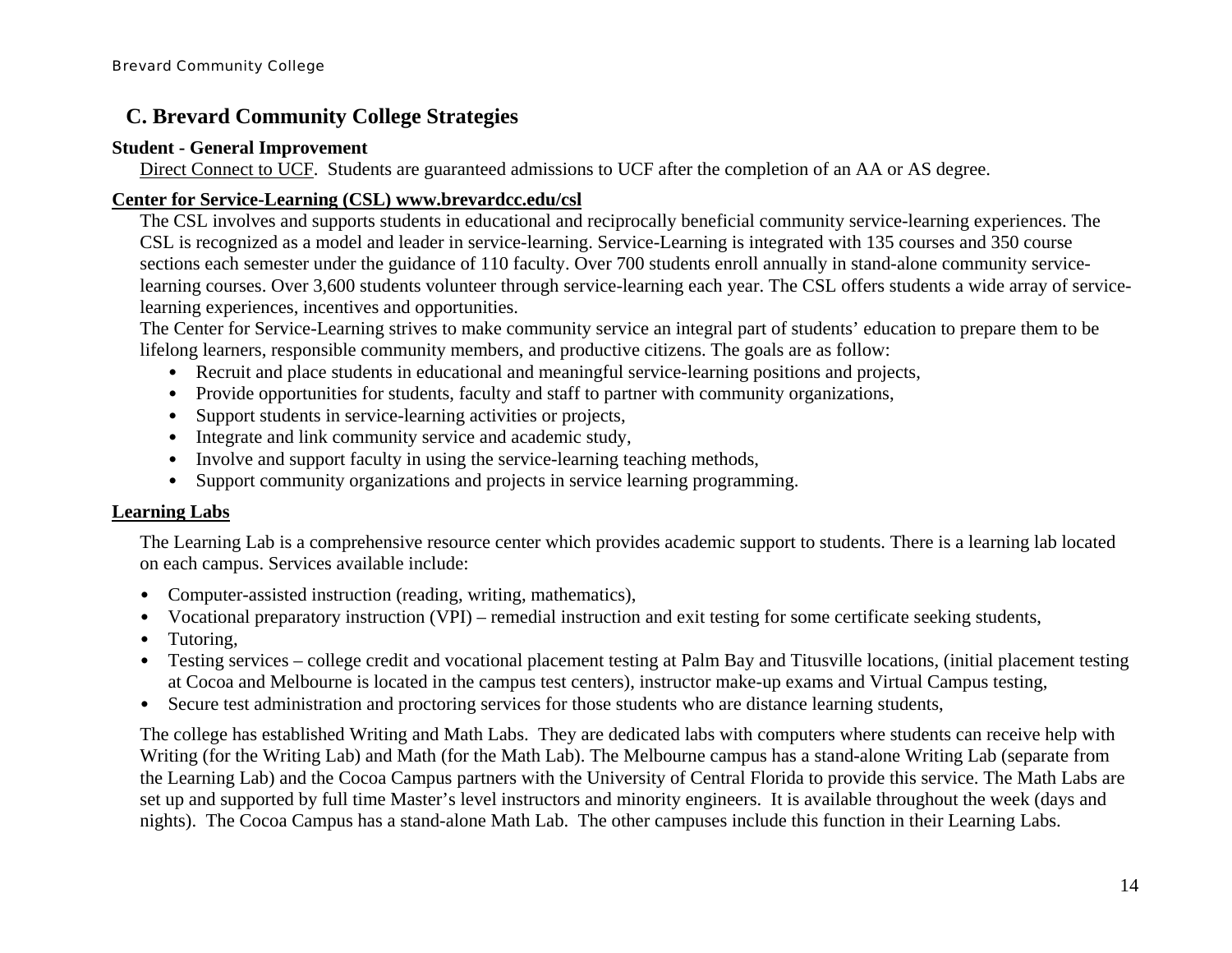## C. Brevard Community College Strategies

**Student - General Improvement**

Direct Connect to UCF. Students are guaranteed admissions to UCF after the completion of an AA or AS degree.

**Center for Service-Learning (CSL) www.brevardcc.edu/csl**

The CSL involves and supports students in educational and reciprocally beneficial community service-learning experiences. The CSL is recognized as a model and leader in service-learning. Service-Learning is integrated with 135 courses and 350 course sections each semester under the guidance of 110 faculty. Over 700 students enroll annually in stand-alone community service-learning courses. Over 3,600 students volunteer through service-learning each year. The CSL offers students a wide array of service-learning experiences, incentives and opportunities.

The Center for Service-Learning strives to make community service an integral part of students' education to prepare them to be lifelong learners, responsible community members, and productive citizens. The goals are as follow:

- Recruit and place students in educational and meaningful service-learning positions and projects,
- Provide opportunities for students, faculty and staff to partner with community organizations,
- Support students in service-learning activities or projects,
- Integrate and link community service and academic study,
- Involve and support faculty in using the service-learning teaching methods,
- Support community organizations and projects in service learning programming.

**Learning Labs**

The Learning Lab is a comprehensive resource center which provides academic support to students. There is a learning lab located on each campus. Services available include:

- Computer-assisted instruction (reading, writing, mathematics),
- Vocational preparatory instruction (VPI) – remedial instruction and exit testing for some certificate seeking students,
- Tutoring,
- Testing services – college credit and vocational placement testing at Palm Bay and Titusville locations, (initial placement testing at Cocoa and Melbourne is located in the campus test centers), instructor make-up exams and Virtual Campus testing,
- Secure test administration and proctoring services for those students who are distance learning students,

The college has established Writing and Math Labs. They are dedicated labs with computers where students can receive help with Writing (for the Writing Lab) and Math (for the Math Lab). The Melbourne campus has a stand-alone Writing Lab (separate from the Learning Lab) and the Cocoa Campus partners with the University of Central Florida to provide this service. The Math Labs are set up and supported by full time Master's level instructors and minority engineers. It is available throughout the week (days and nights). The Cocoa Campus has a stand-alone Math Lab. The other campuses include this function in their Learning Labs.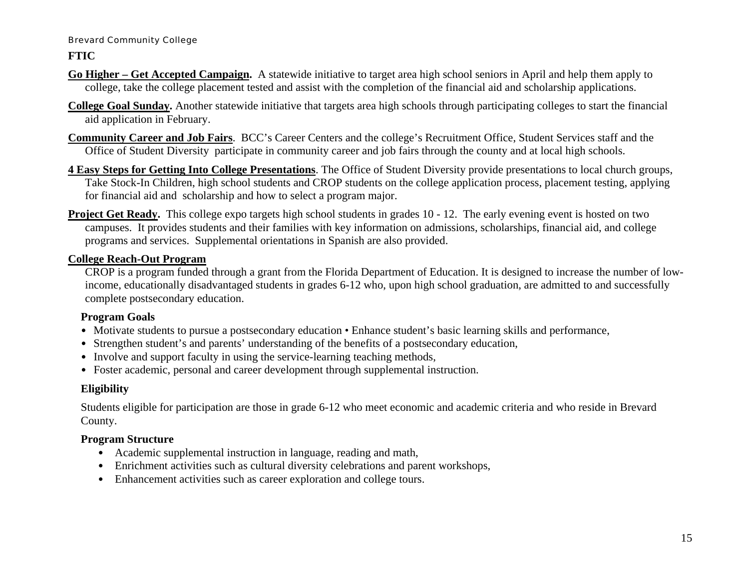## FTIC

**Go Higher – Get Accepted Campaign.** A statewide initiative to target area high school seniors in April and help them apply to college, take the college placement tested and assist with the completion of the financial aid and scholarship applications.

**College Goal Sunday.** Another statewide initiative that targets area high schools through participating colleges to start the financial aid application in February.

**Community Career and Job Fairs**. BCC's Career Centers and the college's Recruitment Office, Student Services staff and the Office of Student Diversity participate in community career and job fairs through the county and at local high schools.

**4 Easy Steps for Getting Into College Presentations**. The Office of Student Diversity provide presentations to local church groups, Take Stock-In Children, high school students and CROP students on the college application process, placement testing, applying for financial aid and scholarship and how to select a program major.

**Project Get Ready.** This college expo targets high school students in grades 10 - 12. The early evening event is hosted on two campuses. It provides students and their families with key information on admissions, scholarships, financial aid, and college programs and services. Supplemental orientations in Spanish are also provided.

**College Reach-Out Program**

CROP is a program funded through a grant from the Florida Department of Education. It is designed to increase the number of low-income, educationally disadvantaged students in grades 6-12 who, upon high school graduation, are admitted to and successfully complete postsecondary education.

**Program Goals**

- Motivate students to pursue a postsecondary education • Enhance student's basic learning skills and performance,
- Strengthen student's and parents' understanding of the benefits of a postsecondary education,
- Involve and support faculty in using the service-learning teaching methods,
- Foster academic, personal and career development through supplemental instruction.

**Eligibility**

Students eligible for participation are those in grade 6-12 who meet economic and academic criteria and who reside in Brevard County.

**Program Structure**

- Academic supplemental instruction in language, reading and math,
- Enrichment activities such as cultural diversity celebrations and parent workshops,
- Enhancement activities such as career exploration and college tours.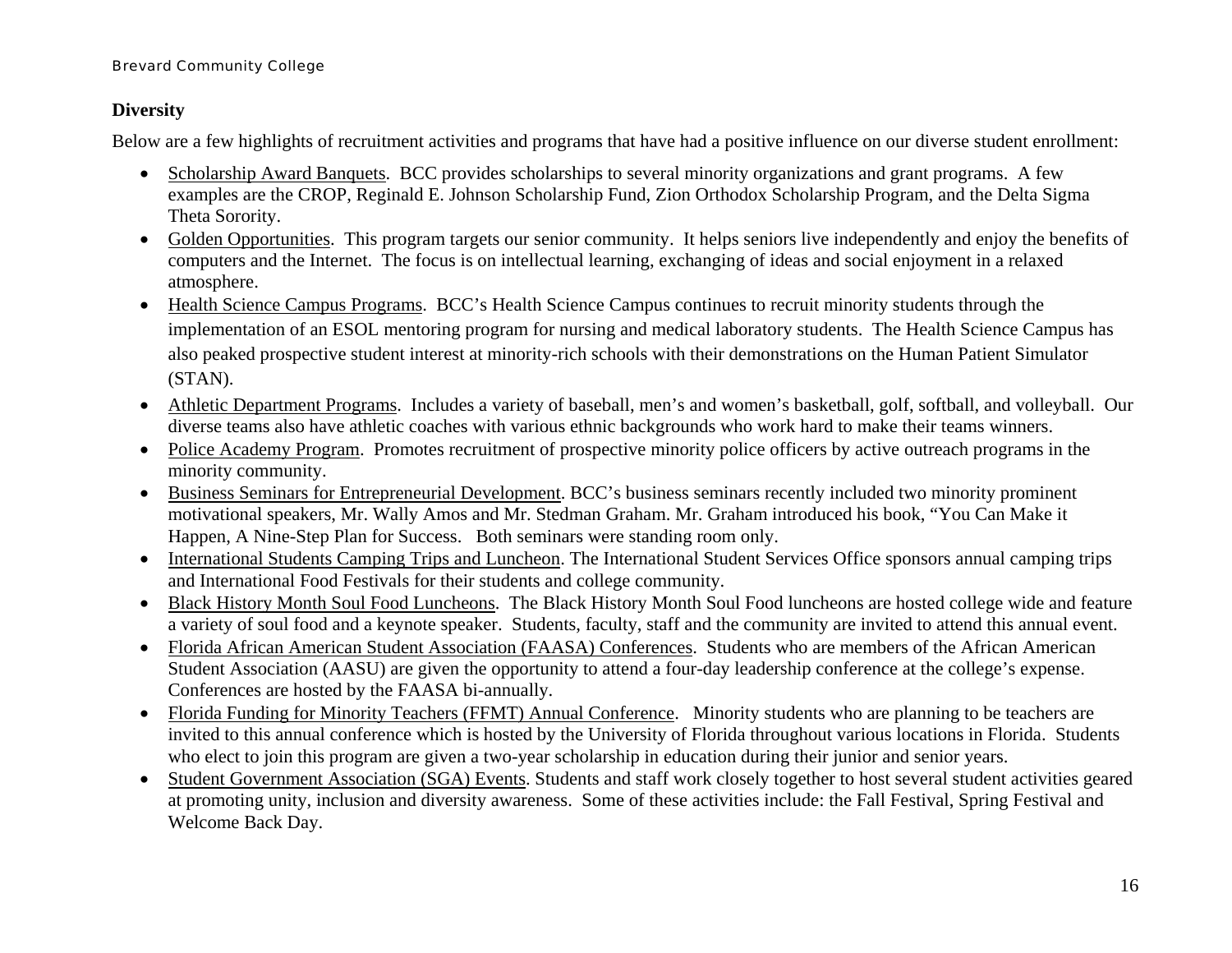## Diversity

Below are a few highlights of recruitment activities and programs that have had a positive influence on our diverse student enrollment:

- Scholarship Award Banquets. BCC provides scholarships to several minority organizations and grant programs. A few examples are the CROP, Reginald E. Johnson Scholarship Fund, Zion Orthodox Scholarship Program, and the Delta Sigma Theta Sorority.
- Golden Opportunities. This program targets our senior community. It helps seniors live independently and enjoy the benefits of computers and the Internet. The focus is on intellectual learning, exchanging of ideas and social enjoyment in a relaxed atmosphere.
- Health Science Campus Programs. BCC's Health Science Campus continues to recruit minority students through the implementation of an ESOL mentoring program for nursing and medical laboratory students. The Health Science Campus has also peaked prospective student interest at minority-rich schools with their demonstrations on the Human Patient Simulator (STAN).
- Athletic Department Programs. Includes a variety of baseball, men's and women's basketball, golf, softball, and volleyball. Our diverse teams also have athletic coaches with various ethnic backgrounds who work hard to make their teams winners.
- Police Academy Program. Promotes recruitment of prospective minority police officers by active outreach programs in the minority community.
- Business Seminars for Entrepreneurial Development. BCC's business seminars recently included two minority prominent motivational speakers, Mr. Wally Amos and Mr. Stedman Graham. Mr. Graham introduced his book, "You Can Make it Happen, A Nine-Step Plan for Success. Both seminars were standing room only.
- International Students Camping Trips and Luncheon. The International Student Services Office sponsors annual camping trips and International Food Festivals for their students and college community.
- Black History Month Soul Food Luncheons. The Black History Month Soul Food luncheons are hosted college wide and feature a variety of soul food and a keynote speaker. Students, faculty, staff and the community are invited to attend this annual event.
- Florida African American Student Association (FAASA) Conferences. Students who are members of the African American Student Association (AASU) are given the opportunity to attend a four-day leadership conference at the college's expense. Conferences are hosted by the FAASA bi-annually.
- Florida Funding for Minority Teachers (FFMT) Annual Conference. Minority students who are planning to be teachers are invited to this annual conference which is hosted by the University of Florida throughout various locations in Florida. Students who elect to join this program are given a two-year scholarship in education during their junior and senior years.
- Student Government Association (SGA) Events. Students and staff work closely together to host several student activities geared at promoting unity, inclusion and diversity awareness. Some of these activities include: the Fall Festival, Spring Festival and Welcome Back Day.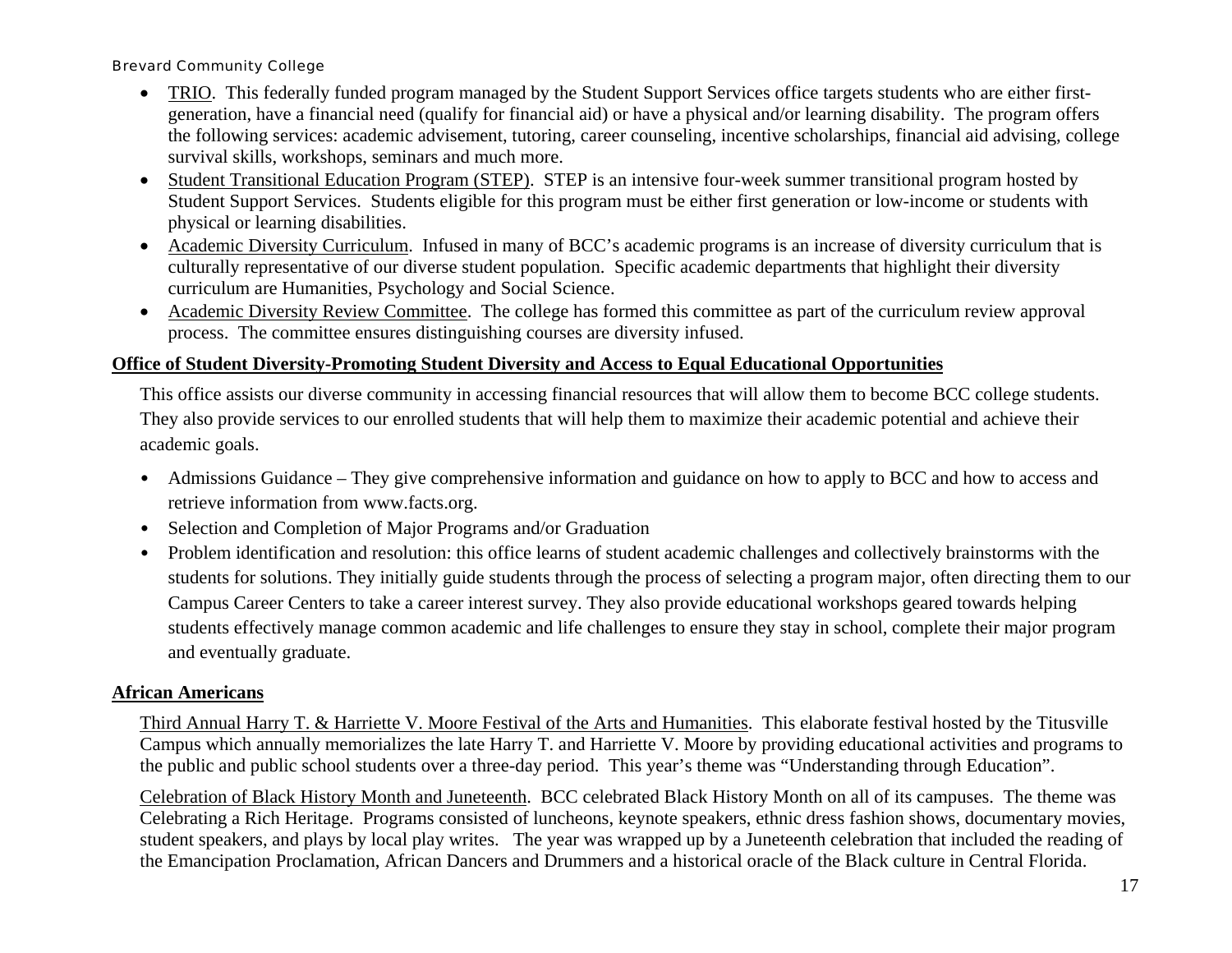- TRIO. This federally funded program managed by the Student Support Services office targets students who are either first-generation, have a financial need (qualify for financial aid) or have a physical and/or learning disability. The program offers the following services: academic advisement, tutoring, career counseling, incentive scholarships, financial aid advising, college survival skills, workshops, seminars and much more.
- Student Transitional Education Program (STEP). STEP is an intensive four-week summer transitional program hosted by Student Support Services. Students eligible for this program must be either first generation or low-income or students with physical or learning disabilities.
- Academic Diversity Curriculum. Infused in many of BCC's academic programs is an increase of diversity curriculum that is culturally representative of our diverse student population. Specific academic departments that highlight their diversity curriculum are Humanities, Psychology and Social Science.
- Academic Diversity Review Committee. The college has formed this committee as part of the curriculum review approval process. The committee ensures distinguishing courses are diversity infused.

**Office of Student Diversity-Promoting Student Diversity and Access to Equal Educational Opportunities**

This office assists our diverse community in accessing financial resources that will allow them to become BCC college students. They also provide services to our enrolled students that will help them to maximize their academic potential and achieve their academic goals.

- Admissions Guidance – They give comprehensive information and guidance on how to apply to BCC and how to access and retrieve information from www.facts.org.
- Selection and Completion of Major Programs and/or Graduation
- Problem identification and resolution: this office learns of student academic challenges and collectively brainstorms with the students for solutions. They initially guide students through the process of selecting a program major, often directing them to our Campus Career Centers to take a career interest survey. They also provide educational workshops geared towards helping students effectively manage common academic and life challenges to ensure they stay in school, complete their major program and eventually graduate.

**African Americans**

Third Annual Harry T. & Harriette V. Moore Festival of the Arts and Humanities. This elaborate festival hosted by the Titusville Campus which annually memorializes the late Harry T. and Harriette V. Moore by providing educational activities and programs to the public and public school students over a three-day period. This year's theme was "Understanding through Education".

Celebration of Black History Month and Juneteenth. BCC celebrated Black History Month on all of its campuses. The theme was Celebrating a Rich Heritage. Programs consisted of luncheons, keynote speakers, ethnic dress fashion shows, documentary movies, student speakers, and plays by local play writes. The year was wrapped up by a Juneteenth celebration that included the reading of the Emancipation Proclamation, African Dancers and Drummers and a historical oracle of the Black culture in Central Florida.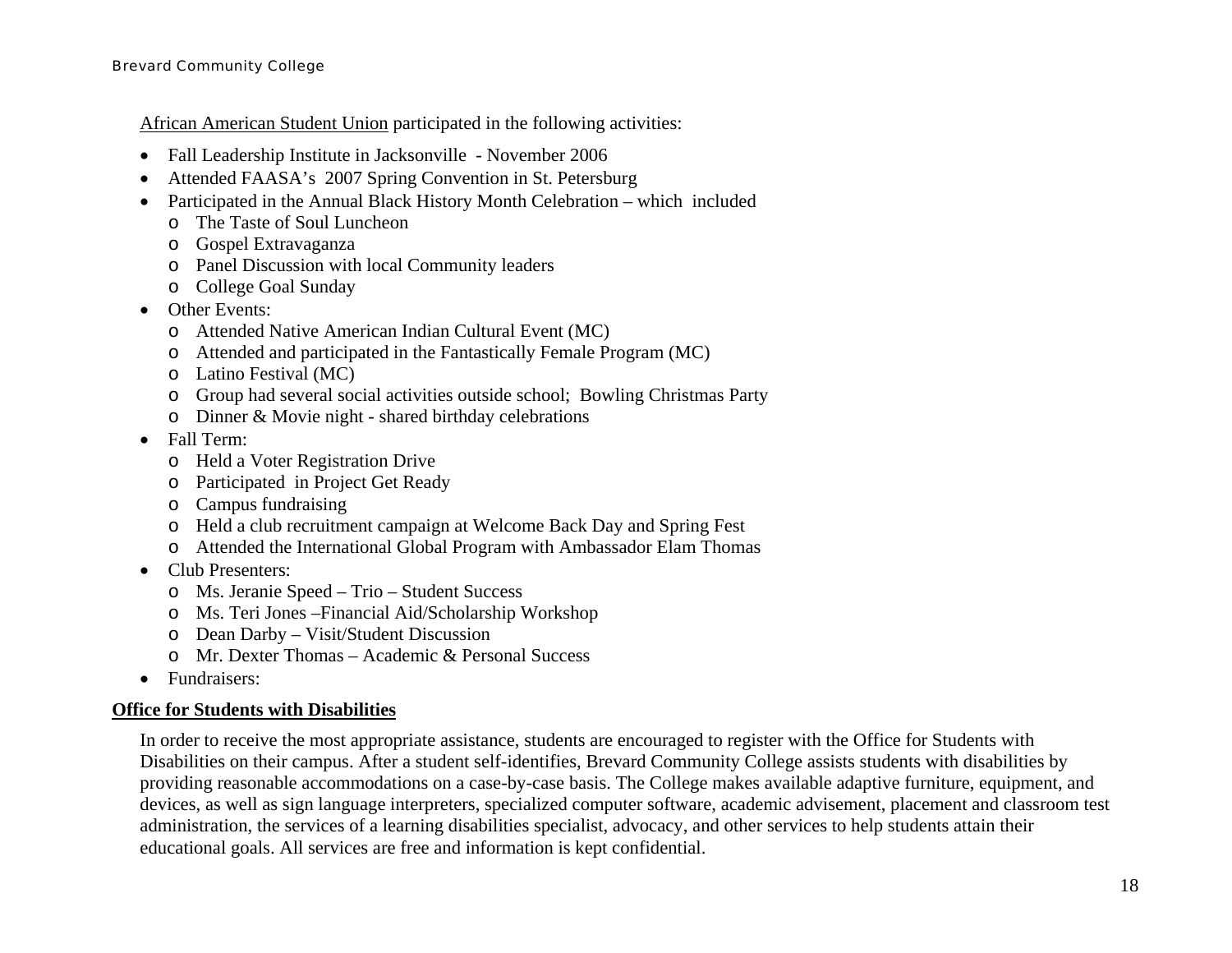African American Student Union participated in the following activities:

- Fall Leadership Institute in Jacksonville - November 2006
- Attended FAASA's 2007 Spring Convention in St. Petersburg
- Participated in the Annual Black History Month Celebration – which included
  - The Taste of Soul Luncheon
  - Gospel Extravaganza
  - Panel Discussion with local Community leaders
  - College Goal Sunday
- Other Events:
  - Attended Native American Indian Cultural Event (MC)
  - Attended and participated in the Fantastically Female Program (MC)
  - Latino Festival (MC)
  - Group had several social activities outside school; Bowling Christmas Party
  - Dinner & Movie night - shared birthday celebrations
- Fall Term:
  - Held a Voter Registration Drive
  - Participated in Project Get Ready
  - Campus fundraising
  - Held a club recruitment campaign at Welcome Back Day and Spring Fest
  - Attended the International Global Program with Ambassador Elam Thomas
- Club Presenters:
  - Ms. Jeranie Speed – Trio – Student Success
  - Ms. Teri Jones –Financial Aid/Scholarship Workshop
  - Dean Darby – Visit/Student Discussion
  - Mr. Dexter Thomas – Academic & Personal Success
- Fundraisers:

**Office for Students with Disabilities**

In order to receive the most appropriate assistance, students are encouraged to register with the Office for Students with Disabilities on their campus. After a student self-identifies, Brevard Community College assists students with disabilities by providing reasonable accommodations on a case-by-case basis. The College makes available adaptive furniture, equipment, and devices, as well as sign language interpreters, specialized computer software, academic advisement, placement and classroom test administration, the services of a learning disabilities specialist, advocacy, and other services to help students attain their educational goals. All services are free and information is kept confidential.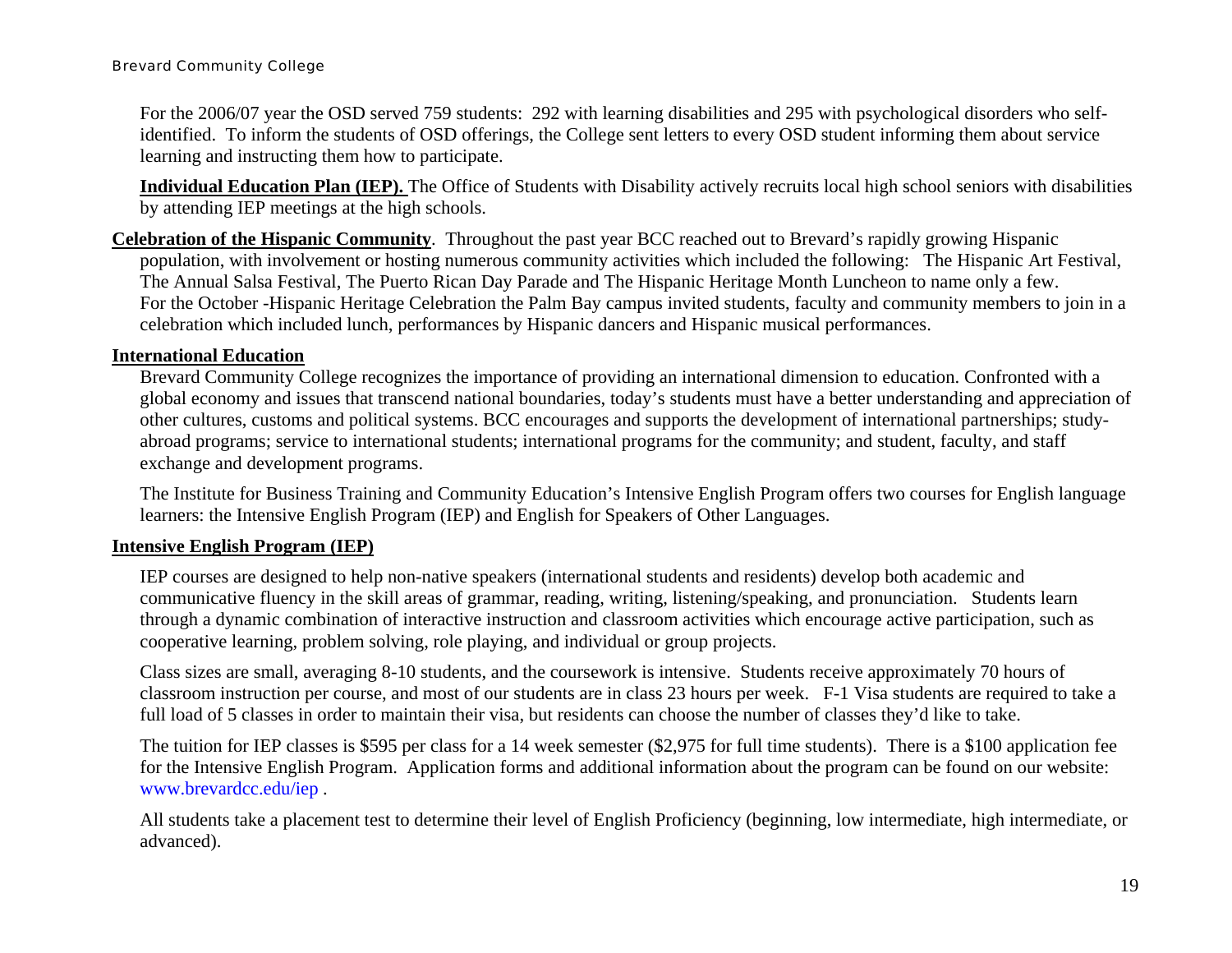For the 2006/07 year the OSD served 759 students: 292 with learning disabilities and 295 with psychological disorders who self-identified. To inform the students of OSD offerings, the College sent letters to every OSD student informing them about service learning and instructing them how to participate.

**Individual Education Plan (IEP).** The Office of Students with Disability actively recruits local high school seniors with disabilities by attending IEP meetings at the high schools.

**Celebration of the Hispanic Community**. Throughout the past year BCC reached out to Brevard's rapidly growing Hispanic population, with involvement or hosting numerous community activities which included the following: The Hispanic Art Festival, The Annual Salsa Festival, The Puerto Rican Day Parade and The Hispanic Heritage Month Luncheon to name only a few. For the October -Hispanic Heritage Celebration the Palm Bay campus invited students, faculty and community members to join in a celebration which included lunch, performances by Hispanic dancers and Hispanic musical performances.

**International Education**

Brevard Community College recognizes the importance of providing an international dimension to education. Confronted with a global economy and issues that transcend national boundaries, today's students must have a better understanding and appreciation of other cultures, customs and political systems. BCC encourages and supports the development of international partnerships; study-abroad programs; service to international students; international programs for the community; and student, faculty, and staff exchange and development programs.

The Institute for Business Training and Community Education's Intensive English Program offers two courses for English language learners: the Intensive English Program (IEP) and English for Speakers of Other Languages.

**Intensive English Program (IEP)**

IEP courses are designed to help non-native speakers (international students and residents) develop both academic and communicative fluency in the skill areas of grammar, reading, writing, listening/speaking, and pronunciation. Students learn through a dynamic combination of interactive instruction and classroom activities which encourage active participation, such as cooperative learning, problem solving, role playing, and individual or group projects.

Class sizes are small, averaging 8-10 students, and the coursework is intensive. Students receive approximately 70 hours of classroom instruction per course, and most of our students are in class 23 hours per week. F-1 Visa students are required to take a full load of 5 classes in order to maintain their visa, but residents can choose the number of classes they'd like to take.

The tuition for IEP classes is $595 per class for a 14 week semester ($2,975 for full time students). There is a $100 application fee for the Intensive English Program. Application forms and additional information about the program can be found on our website: www.brevardcc.edu/iep .

All students take a placement test to determine their level of English Proficiency (beginning, low intermediate, high intermediate, or advanced).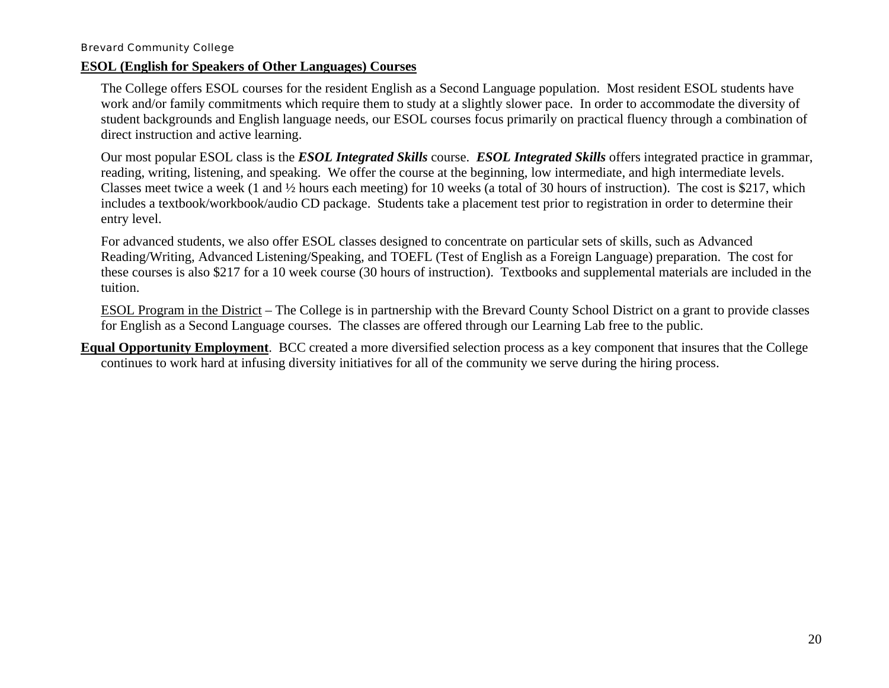**ESOL (English for Speakers of Other Languages) Courses**

The College offers ESOL courses for the resident English as a Second Language population. Most resident ESOL students have work and/or family commitments which require them to study at a slightly slower pace. In order to accommodate the diversity of student backgrounds and English language needs, our ESOL courses focus primarily on practical fluency through a combination of direct instruction and active learning.

Our most popular ESOL class is the ***ESOL Integrated Skills*** course. ***ESOL Integrated Skills*** offers integrated practice in grammar, reading, writing, listening, and speaking. We offer the course at the beginning, low intermediate, and high intermediate levels. Classes meet twice a week (1 and ½ hours each meeting) for 10 weeks (a total of 30 hours of instruction). The cost is $217, which includes a textbook/workbook/audio CD package. Students take a placement test prior to registration in order to determine their entry level.

For advanced students, we also offer ESOL classes designed to concentrate on particular sets of skills, such as Advanced Reading/Writing, Advanced Listening/Speaking, and TOEFL (Test of English as a Foreign Language) preparation. The cost for these courses is also $217 for a 10 week course (30 hours of instruction). Textbooks and supplemental materials are included in the tuition.

ESOL Program in the District – The College is in partnership with the Brevard County School District on a grant to provide classes for English as a Second Language courses. The classes are offered through our Learning Lab free to the public.

**Equal Opportunity Employment**. BCC created a more diversified selection process as a key component that insures that the College continues to work hard at infusing diversity initiatives for all of the community we serve during the hiring process.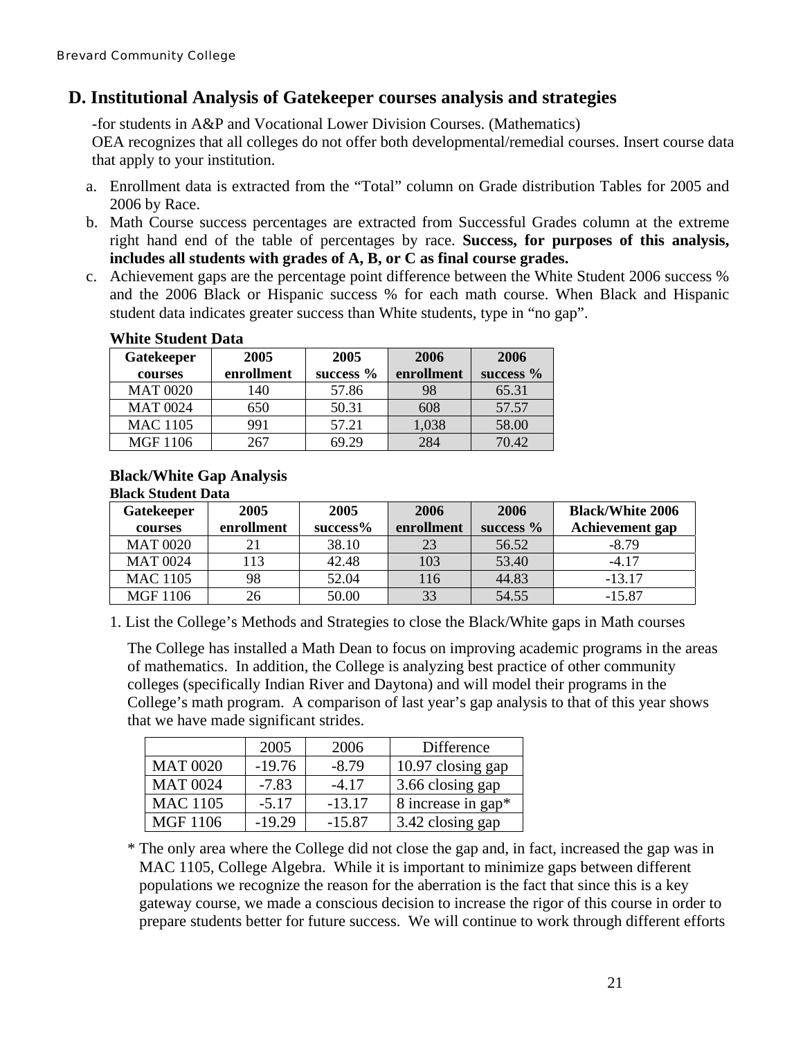## D. Institutional Analysis of Gatekeeper courses analysis and strategies

-for students in A&P and Vocational Lower Division Courses. (Mathematics)
OEA recognizes that all colleges do not offer both developmental/remedial courses. Insert course data that apply to your institution.

a. Enrollment data is extracted from the "Total" column on Grade distribution Tables for 2005 and 2006 by Race.
b. Math Course success percentages are extracted from Successful Grades column at the extreme right hand end of the table of percentages by race. **Success, for purposes of this analysis, includes all students with grades of A, B, or C as final course grades.**
c. Achievement gaps are the percentage point difference between the White Student 2006 success % and the 2006 Black or Hispanic success % for each math course. When Black and Hispanic student data indicates greater success than White students, type in "no gap".

**White Student Data**

| Gatekeeper courses | 2005 enrollment | 2005 success % | 2006 enrollment | 2006 success % |
|---|---|---|---|---|
| MAT 0020 | 140 | 57.86 | 98 | 65.31 |
| MAT 0024 | 650 | 50.31 | 608 | 57.57 |
| MAC 1105 | 991 | 57.21 | 1,038 | 58.00 |
| MGF 1106 | 267 | 69.29 | 284 | 70.42 |

**Black/White Gap Analysis**

**Black Student Data**

| Gatekeeper courses | 2005 enrollment | 2005 success% | 2006 enrollment | 2006 success % | Black/White 2006 Achievement gap |
|---|---|---|---|---|---|
| MAT 0020 | 21 | 38.10 | 23 | 56.52 | -8.79 |
| MAT 0024 | 113 | 42.48 | 103 | 53.40 | -4.17 |
| MAC 1105 | 98 | 52.04 | 116 | 44.83 | -13.17 |
| MGF 1106 | 26 | 50.00 | 33 | 54.55 | -15.87 |

1. List the College's Methods and Strategies to close the Black/White gaps in Math courses

The College has installed a Math Dean to focus on improving academic programs in the areas of mathematics. In addition, the College is analyzing best practice of other community colleges (specifically Indian River and Daytona) and will model their programs in the College's math program. A comparison of last year's gap analysis to that of this year shows that we have made significant strides.

| | 2005 | 2006 | Difference |
|---|---|---|---|
| MAT 0020 | -19.76 | -8.79 | 10.97 closing gap |
| MAT 0024 | -7.83 | -4.17 | 3.66 closing gap |
| MAC 1105 | -5.17 | -13.17 | 8 increase in gap* |
| MGF 1106 | -19.29 | -15.87 | 3.42 closing gap |

\* The only area where the College did not close the gap and, in fact, increased the gap was in MAC 1105, College Algebra. While it is important to minimize gaps between different populations we recognize the reason for the aberration is the fact that since this is a key gateway course, we made a conscious decision to increase the rigor of this course in order to prepare students better for future success. We will continue to work through different efforts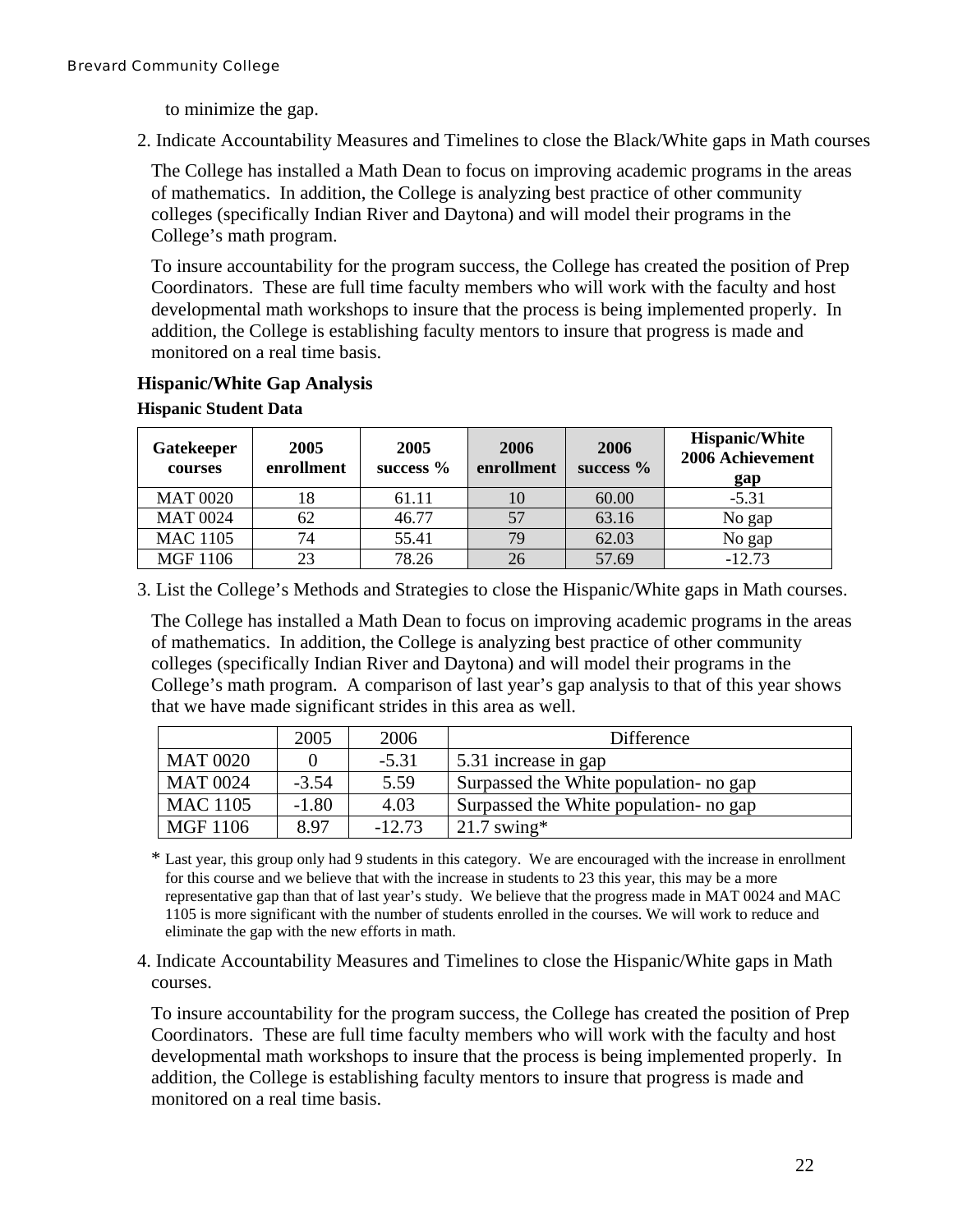to minimize the gap.

2. Indicate Accountability Measures and Timelines to close the Black/White gaps in Math courses

The College has installed a Math Dean to focus on improving academic programs in the areas of mathematics. In addition, the College is analyzing best practice of other community colleges (specifically Indian River and Daytona) and will model their programs in the College's math program.

To insure accountability for the program success, the College has created the position of Prep Coordinators. These are full time faculty members who will work with the faculty and host developmental math workshops to insure that the process is being implemented properly. In addition, the College is establishing faculty mentors to insure that progress is made and monitored on a real time basis.

### Hispanic/White Gap Analysis

#### Hispanic Student Data

| Gatekeeper courses | 2005 enrollment | 2005 success % | 2006 enrollment | 2006 success % | Hispanic/White 2006 Achievement gap |
|---|---|---|---|---|---|
| MAT 0020 | 18 | 61.11 | 10 | 60.00 | -5.31 |
| MAT 0024 | 62 | 46.77 | 57 | 63.16 | No gap |
| MAC 1105 | 74 | 55.41 | 79 | 62.03 | No gap |
| MGF 1106 | 23 | 78.26 | 26 | 57.69 | -12.73 |

3. List the College's Methods and Strategies to close the Hispanic/White gaps in Math courses.

The College has installed a Math Dean to focus on improving academic programs in the areas of mathematics. In addition, the College is analyzing best practice of other community colleges (specifically Indian River and Daytona) and will model their programs in the College's math program. A comparison of last year's gap analysis to that of this year shows that we have made significant strides in this area as well.

| | 2005 | 2006 | Difference |
|---|---|---|---|
| MAT 0020 | 0 | -5.31 | 5.31 increase in gap |
| MAT 0024 | -3.54 | 5.59 | Surpassed the White population- no gap |
| MAC 1105 | -1.80 | 4.03 | Surpassed the White population- no gap |
| MGF 1106 | 8.97 | -12.73 | 21.7 swing* |

* Last year, this group only had 9 students in this category. We are encouraged with the increase in enrollment for this course and we believe that with the increase in students to 23 this year, this may be a more representative gap than that of last year's study. We believe that the progress made in MAT 0024 and MAC 1105 is more significant with the number of students enrolled in the courses. We will work to reduce and eliminate the gap with the new efforts in math.

4. Indicate Accountability Measures and Timelines to close the Hispanic/White gaps in Math courses.

To insure accountability for the program success, the College has created the position of Prep Coordinators. These are full time faculty members who will work with the faculty and host developmental math workshops to insure that the process is being implemented properly. In addition, the College is establishing faculty mentors to insure that progress is made and monitored on a real time basis.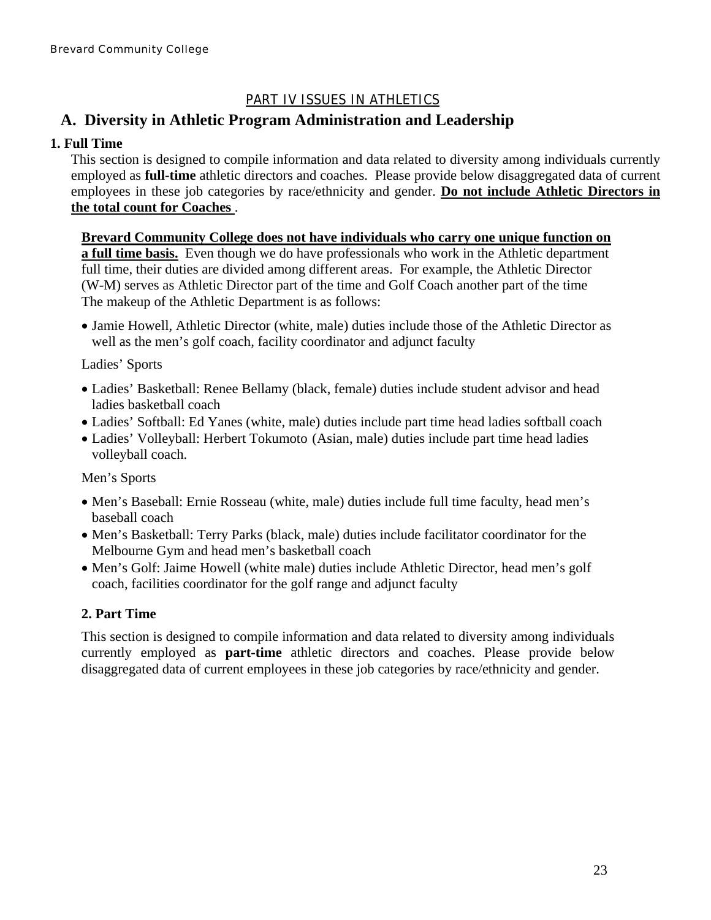## PART IV ISSUES IN ATHLETICS

## A. Diversity in Athletic Program Administration and Leadership

### 1. Full Time

This section is designed to compile information and data related to diversity among individuals currently employed as **full-time** athletic directors and coaches. Please provide below disaggregated data of current employees in these job categories by race/ethnicity and gender. **Do not include Athletic Directors in the total count for Coaches** .

**Brevard Community College does not have individuals who carry one unique function on a full time basis.** Even though we do have professionals who work in the Athletic department full time, their duties are divided among different areas. For example, the Athletic Director (W-M) serves as Athletic Director part of the time and Golf Coach another part of the time The makeup of the Athletic Department is as follows:

- Jamie Howell, Athletic Director (white, male) duties include those of the Athletic Director as well as the men's golf coach, facility coordinator and adjunct faculty

Ladies' Sports

- Ladies' Basketball: Renee Bellamy (black, female) duties include student advisor and head ladies basketball coach
- Ladies' Softball: Ed Yanes (white, male) duties include part time head ladies softball coach
- Ladies' Volleyball: Herbert Tokumoto (Asian, male) duties include part time head ladies volleyball coach.

Men's Sports

- Men's Baseball: Ernie Rosseau (white, male) duties include full time faculty, head men's baseball coach
- Men's Basketball: Terry Parks (black, male) duties include facilitator coordinator for the Melbourne Gym and head men's basketball coach
- Men's Golf: Jaime Howell (white male) duties include Athletic Director, head men's golf coach, facilities coordinator for the golf range and adjunct faculty

### 2. Part Time

This section is designed to compile information and data related to diversity among individuals currently employed as **part-time** athletic directors and coaches. Please provide below disaggregated data of current employees in these job categories by race/ethnicity and gender.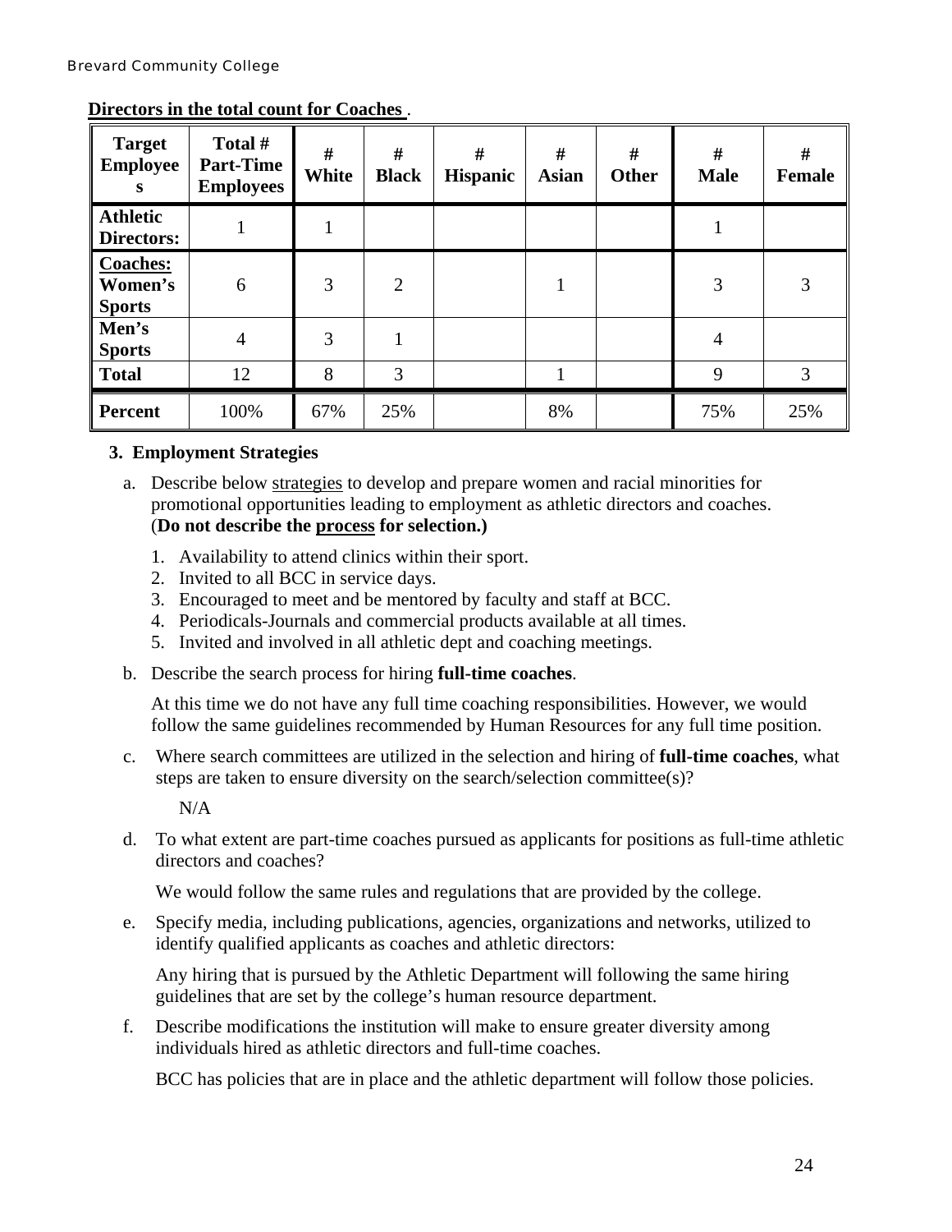**Directors in the total count for Coaches** .

| Target Employees | Total # Part-Time Employees | # White | # Black | # Hispanic | # Asian | # Other | # Male | # Female |
|---|---|---|---|---|---|---|---|---|
| **Athletic Directors:** | 1 | 1 | | | | | 1 | |
| **Coaches: Women's Sports** | 6 | 3 | 2 | | 1 | | 3 | 3 |
| **Men's Sports** | 4 | 3 | 1 | | | | 4 | |
| **Total** | 12 | 8 | 3 | | 1 | | 9 | 3 |
| **Percent** | 100% | 67% | 25% | | 8% | | 75% | 25% |

**3. Employment Strategies**

a. Describe below strategies to develop and prepare women and racial minorities for promotional opportunities leading to employment as athletic directors and coaches. (**Do not describe the process for selection.)**

1. Availability to attend clinics within their sport.
2. Invited to all BCC in service days.
3. Encouraged to meet and be mentored by faculty and staff at BCC.
4. Periodicals-Journals and commercial products available at all times.
5. Invited and involved in all athletic dept and coaching meetings.

b. Describe the search process for hiring **full-time coaches**.

At this time we do not have any full time coaching responsibilities. However, we would follow the same guidelines recommended by Human Resources for any full time position.

c. Where search committees are utilized in the selection and hiring of **full-time coaches**, what steps are taken to ensure diversity on the search/selection committee(s)?

N/A

d. To what extent are part-time coaches pursued as applicants for positions as full-time athletic directors and coaches?

We would follow the same rules and regulations that are provided by the college.

e. Specify media, including publications, agencies, organizations and networks, utilized to identify qualified applicants as coaches and athletic directors:

Any hiring that is pursued by the Athletic Department will following the same hiring guidelines that are set by the college's human resource department.

f. Describe modifications the institution will make to ensure greater diversity among individuals hired as athletic directors and full-time coaches.

BCC has policies that are in place and the athletic department will follow those policies.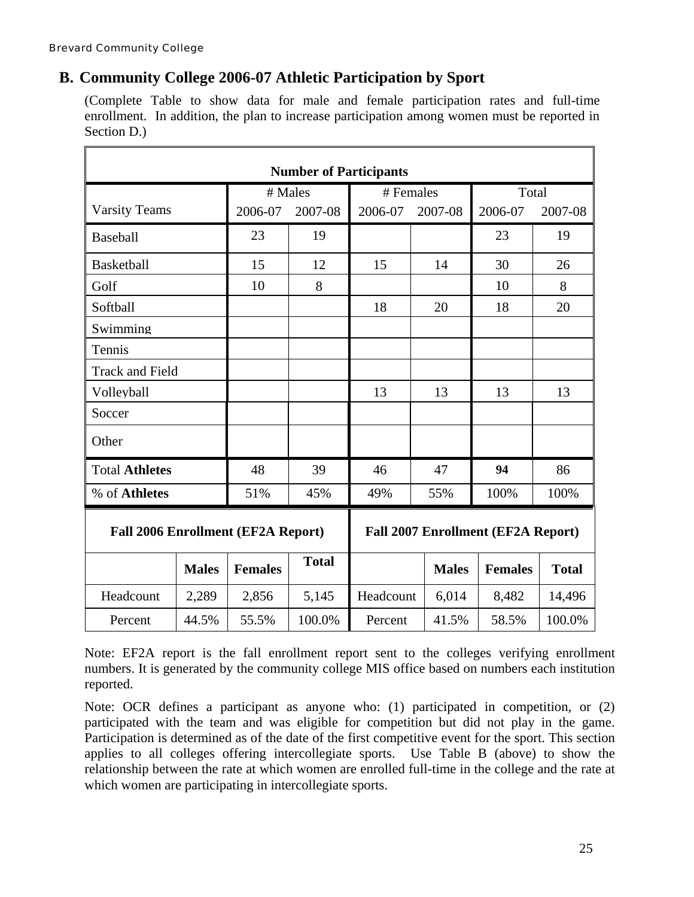## B. Community College 2006-07 Athletic Participation by Sport

(Complete Table to show data for male and female participation rates and full-time enrollment. In addition, the plan to increase participation among women must be reported in Section D.)

| Number of Participants | | | | | | |
|---|---|---|---|---|---|---|
| | # Males | | # Females | | Total | |
| Varsity Teams | 2006-07 | 2007-08 | 2006-07 | 2007-08 | 2006-07 | 2007-08 |
| Baseball | 23 | 19 | | | 23 | 19 |
| Basketball | 15 | 12 | 15 | 14 | 30 | 26 |
| Golf | 10 | 8 | | | 10 | 8 |
| Softball | | | 18 | 20 | 18 | 20 |
| Swimming | | | | | | |
| Tennis | | | | | | |
| Track and Field | | | | | | |
| Volleyball | | | 13 | 13 | 13 | 13 |
| Soccer | | | | | | |
| Other | | | | | | |
| Total **Athletes** | 48 | 39 | 46 | 47 | **94** | 86 |
| % of **Athletes** | 51% | 45% | 49% | 55% | 100% | 100% |

| Fall 2006 Enrollment (EF2A Report) | | | | Fall 2007 Enrollment (EF2A Report) | | | |
|---|---|---|---|---|---|---|---|
| | **Males** | **Females** | **Total** | | **Males** | **Females** | **Total** |
| Headcount | 2,289 | 2,856 | 5,145 | Headcount | 6,014 | 8,482 | 14,496 |
| Percent | 44.5% | 55.5% | 100.0% | Percent | 41.5% | 58.5% | 100.0% |

Note: EF2A report is the fall enrollment report sent to the colleges verifying enrollment numbers. It is generated by the community college MIS office based on numbers each institution reported.

Note: OCR defines a participant as anyone who: (1) participated in competition, or (2) participated with the team and was eligible for competition but did not play in the game. Participation is determined as of the date of the first competitive event for the sport. This section applies to all colleges offering intercollegiate sports. Use Table B (above) to show the relationship between the rate at which women are enrolled full-time in the college and the rate at which women are participating in intercollegiate sports.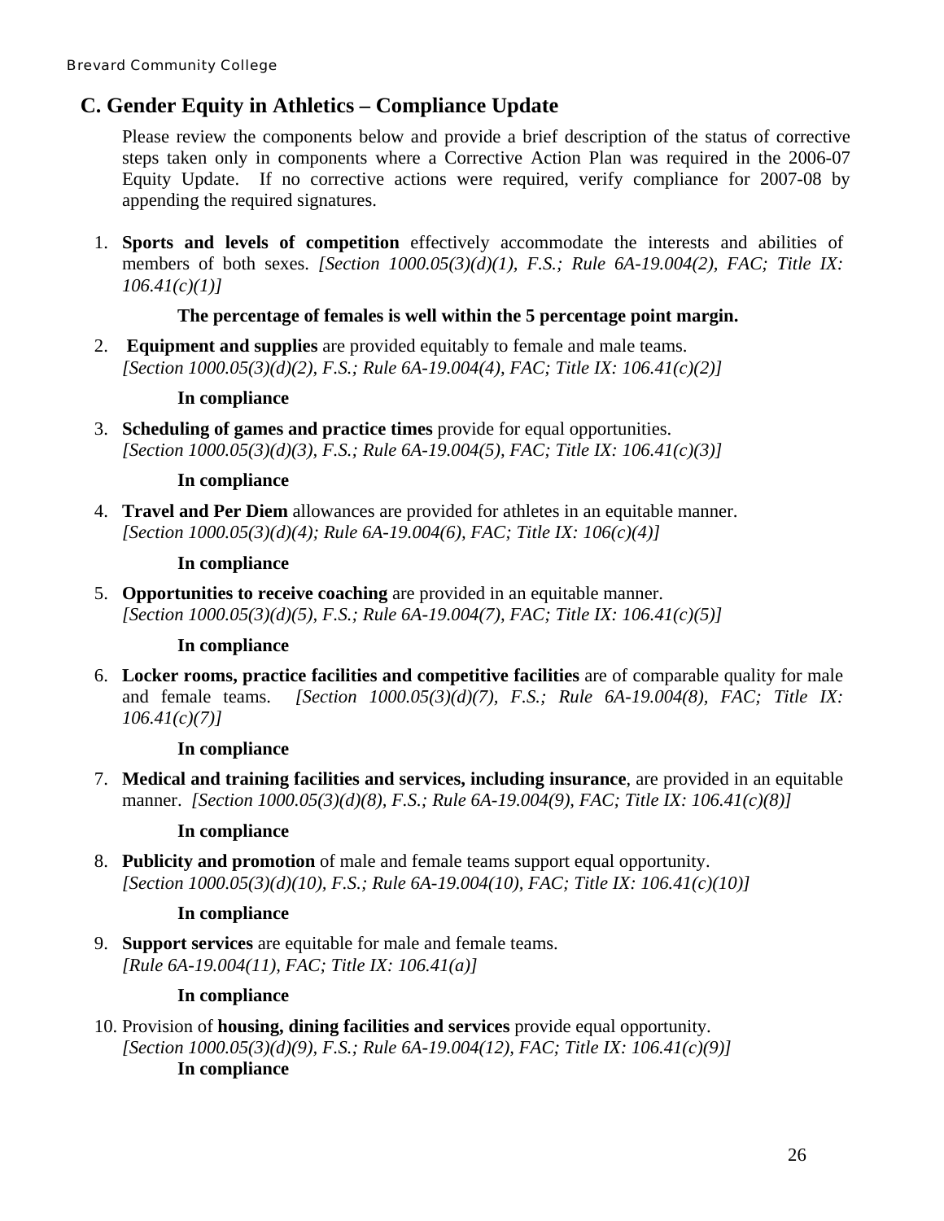## C. Gender Equity in Athletics – Compliance Update

Please review the components below and provide a brief description of the status of corrective steps taken only in components where a Corrective Action Plan was required in the 2006-07 Equity Update. If no corrective actions were required, verify compliance for 2007-08 by appending the required signatures.

1. **Sports and levels of competition** effectively accommodate the interests and abilities of members of both sexes. *[Section 1000.05(3)(d)(1), F.S.; Rule 6A-19.004(2), FAC; Title IX: 106.41(c)(1)]*

   **The percentage of females is well within the 5 percentage point margin.**

2. **Equipment and supplies** are provided equitably to female and male teams. *[Section 1000.05(3)(d)(2), F.S.; Rule 6A-19.004(4), FAC; Title IX: 106.41(c)(2)]*

   **In compliance**

3. **Scheduling of games and practice times** provide for equal opportunities. *[Section 1000.05(3)(d)(3), F.S.; Rule 6A-19.004(5), FAC; Title IX: 106.41(c)(3)]*

   **In compliance**

4. **Travel and Per Diem** allowances are provided for athletes in an equitable manner. *[Section 1000.05(3)(d)(4); Rule 6A-19.004(6), FAC; Title IX: 106(c)(4)]*

   **In compliance**

5. **Opportunities to receive coaching** are provided in an equitable manner. *[Section 1000.05(3)(d)(5), F.S.; Rule 6A-19.004(7), FAC; Title IX: 106.41(c)(5)]*

   **In compliance**

6. **Locker rooms, practice facilities and competitive facilities** are of comparable quality for male and female teams. *[Section 1000.05(3)(d)(7), F.S.; Rule 6A-19.004(8), FAC; Title IX: 106.41(c)(7)]*

   **In compliance**

7. **Medical and training facilities and services, including insurance**, are provided in an equitable manner. *[Section 1000.05(3)(d)(8), F.S.; Rule 6A-19.004(9), FAC; Title IX: 106.41(c)(8)]*

   **In compliance**

8. **Publicity and promotion** of male and female teams support equal opportunity. *[Section 1000.05(3)(d)(10), F.S.; Rule 6A-19.004(10), FAC; Title IX: 106.41(c)(10)]*

   **In compliance**

9. **Support services** are equitable for male and female teams. *[Rule 6A-19.004(11), FAC; Title IX: 106.41(a)]*

   **In compliance**

10. Provision of **housing, dining facilities and services** provide equal opportunity. *[Section 1000.05(3)(d)(9), F.S.; Rule 6A-19.004(12), FAC; Title IX: 106.41(c)(9)]*

    **In compliance**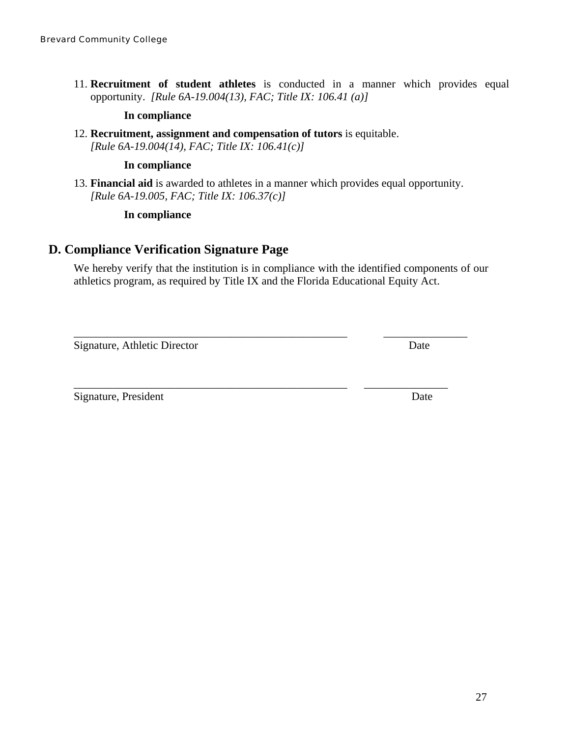11. **Recruitment of student athletes** is conducted in a manner which provides equal opportunity. *[Rule 6A-19.004(13), FAC; Title IX: 106.41 (a)]*

    **In compliance**

12. **Recruitment, assignment and compensation of tutors** is equitable. *[Rule 6A-19.004(14), FAC; Title IX: 106.41(c)]*

    **In compliance**

13. **Financial aid** is awarded to athletes in a manner which provides equal opportunity. *[Rule 6A-19.005, FAC; Title IX: 106.37(c)]*

    **In compliance**

## D. Compliance Verification Signature Page

We hereby verify that the institution is in compliance with the identified components of our athletics program, as required by Title IX and the Florida Educational Equity Act.

\_\_\_\_\_\_\_\_\_\_\_\_\_\_\_\_\_\_\_\_\_\_\_\_\_\_\_\_\_\_\_\_\_\_\_\_\_\_\_\_\_\_\_\_\_\_\_\_ \_\_\_\_\_\_\_\_\_\_\_\_\_\_\_

Signature, Athletic Director Date

\_\_\_\_\_\_\_\_\_\_\_\_\_\_\_\_\_\_\_\_\_\_\_\_\_\_\_\_\_\_\_\_\_\_\_\_\_\_\_\_\_\_\_\_\_\_\_\_ \_\_\_\_\_\_\_\_\_\_\_\_\_\_\_

Signature, President Date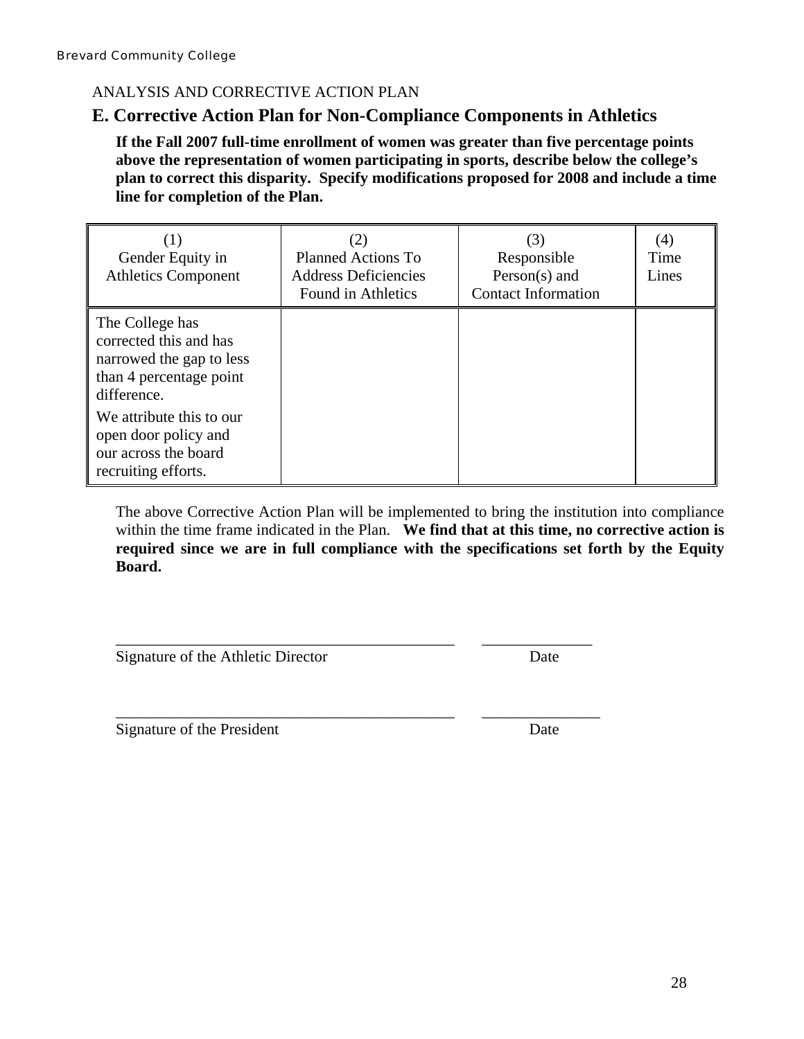ANALYSIS AND CORRECTIVE ACTION PLAN

## E. Corrective Action Plan for Non-Compliance Components in Athletics

**If the Fall 2007 full-time enrollment of women was greater than five percentage points above the representation of women participating in sports, describe below the college's plan to correct this disparity. Specify modifications proposed for 2008 and include a time line for completion of the Plan.**

| (1) Gender Equity in Athletics Component | (2) Planned Actions To Address Deficiencies Found in Athletics | (3) Responsible Person(s) and Contact Information | (4) Time Lines |
|---|---|---|---|
| The College has corrected this and has narrowed the gap to less than 4 percentage point difference. We attribute this to our open door policy and our across the board recruiting efforts. | | | |

The above Corrective Action Plan will be implemented to bring the institution into compliance within the time frame indicated in the Plan. **We find that at this time, no corrective action is required since we are in full compliance with the specifications set forth by the Equity Board.**

_____________________________________________ ______________
Signature of the Athletic Director Date

_____________________________________________ _______________
Signature of the President Date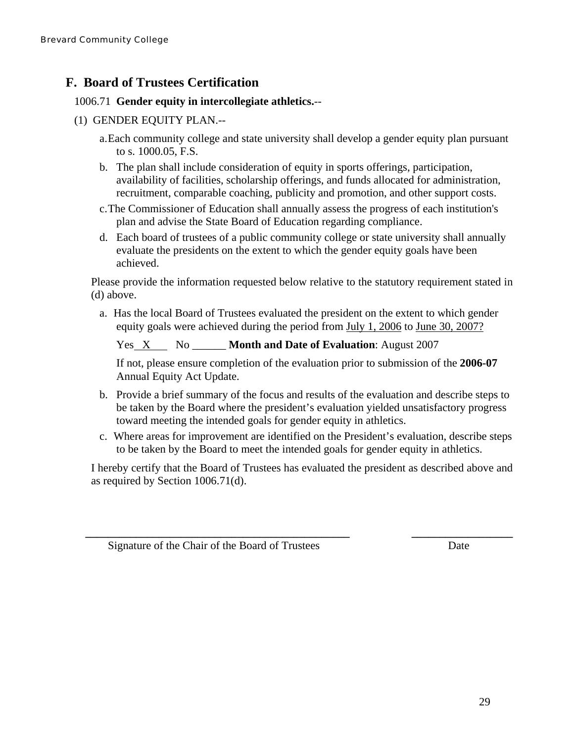## F. Board of Trustees Certification

1006.71 **Gender equity in intercollegiate athletics.**--

(1) GENDER EQUITY PLAN.--

a. Each community college and state university shall develop a gender equity plan pursuant to s. 1000.05, F.S.

b. The plan shall include consideration of equity in sports offerings, participation, availability of facilities, scholarship offerings, and funds allocated for administration, recruitment, comparable coaching, publicity and promotion, and other support costs.

c. The Commissioner of Education shall annually assess the progress of each institution's plan and advise the State Board of Education regarding compliance.

d. Each board of trustees of a public community college or state university shall annually evaluate the presidents on the extent to which the gender equity goals have been achieved.

Please provide the information requested below relative to the statutory requirement stated in (d) above.

a. Has the local Board of Trustees evaluated the president on the extent to which gender equity goals were achieved during the period from July 1, 2006 to June 30, 2007?

Yes\_\_X\_\_\_ No \_\_\_\_\_\_ **Month and Date of Evaluation**: August 2007

If not, please ensure completion of the evaluation prior to submission of the **2006-07** Annual Equity Act Update.

b. Provide a brief summary of the focus and results of the evaluation and describe steps to be taken by the Board where the president's evaluation yielded unsatisfactory progress toward meeting the intended goals for gender equity in athletics.

c. Where areas for improvement are identified on the President's evaluation, describe steps to be taken by the Board to meet the intended goals for gender equity in athletics.

I hereby certify that the Board of Trustees has evaluated the president as described above and as required by Section 1006.71(d).

\_\_\_\_\_\_\_\_\_\_\_\_\_\_\_\_\_\_\_\_\_\_\_\_\_\_\_\_\_\_\_\_\_\_\_\_\_\_\_\_\_\_\_\_ &nbsp;&nbsp;&nbsp;&nbsp; \_\_\_\_\_\_\_\_\_\_\_\_\_\_\_\_\_\_

Signature of the Chair of the Board of Trustees &nbsp;&nbsp;&nbsp;&nbsp; Date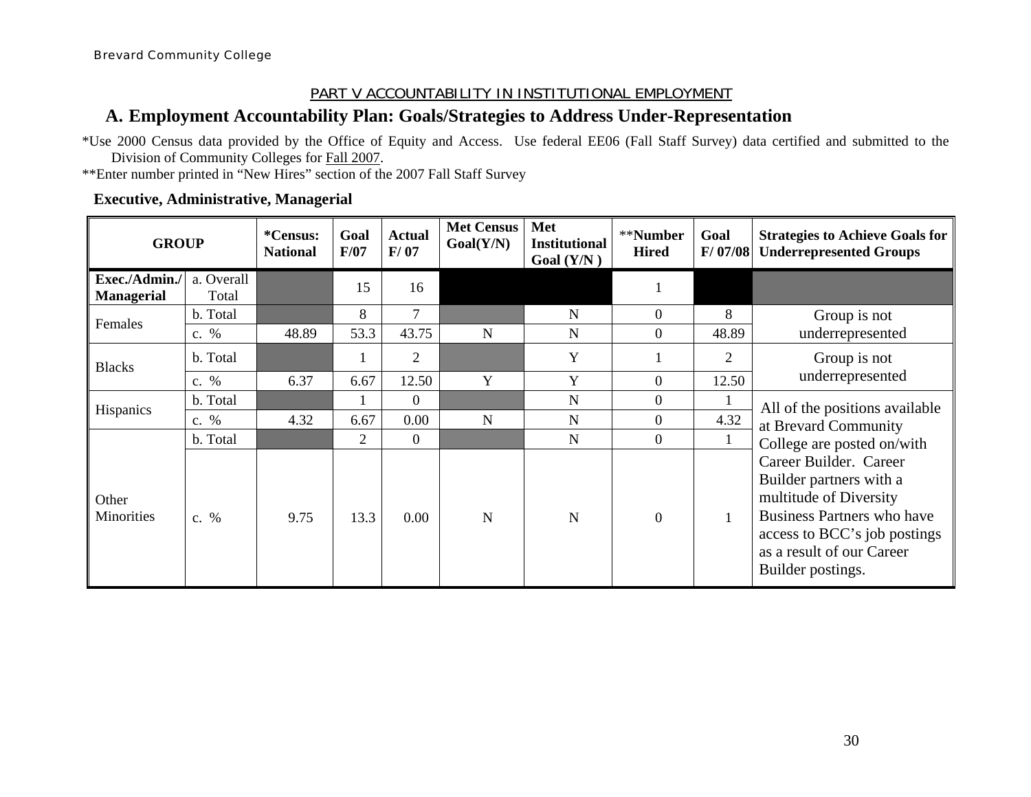PART V ACCOUNTABILITY IN INSTITUTIONAL EMPLOYMENT

## A. Employment Accountability Plan: Goals/Strategies to Address Under-Representation

*Use 2000 Census data provided by the Office of Equity and Access. Use federal EE06 (Fall Staff Survey) data certified and submitted to the Division of Community Colleges for Fall 2007.

**Enter number printed in "New Hires" section of the 2007 Fall Staff Survey

### Executive, Administrative, Managerial

| GROUP | | *Census: National | Goal F/07 | Actual F/ 07 | Met Census Goal(Y/N) | Met Institutional Goal (Y/N ) | **Number Hired | Goal F/ 07/08 | Strategies to Achieve Goals for Underrepresented Groups |
|---|---|---|---|---|---|---|---|---|---|
| **Exec./Admin./ Managerial** | a. Overall Total | | 15 | 16 | | | 1 | | |
| Females | b. Total | | 8 | 7 | | N | 0 | 8 | Group is not underrepresented |
| | c. % | 48.89 | 53.3 | 43.75 | N | N | 0 | 48.89 | |
| Blacks | b. Total | | 1 | 2 | | Y | 1 | 2 | Group is not underrepresented |
| | c. % | 6.37 | 6.67 | 12.50 | Y | Y | 0 | 12.50 | |
| Hispanics | b. Total | | 1 | 0 | | N | 0 | 1 | All of the positions available at Brevard Community College are posted on/with Career Builder. Career Builder partners with a multitude of Diversity Business Partners who have access to BCC's job postings as a result of our Career Builder postings. |
| | c. % | 4.32 | 6.67 | 0.00 | N | N | 0 | 4.32 | |
| Other Minorities | b. Total | | 2 | 0 | | N | 0 | 1 | |
| | c. % | 9.75 | 13.3 | 0.00 | N | N | 0 | 1 | |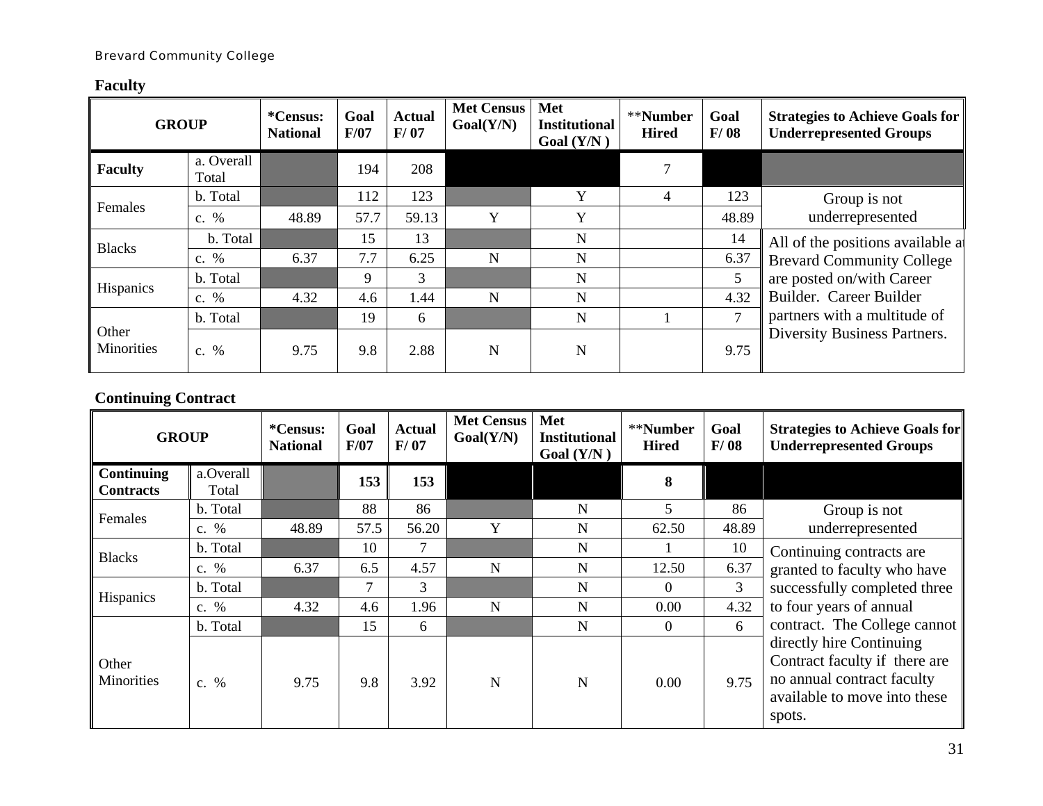Brevard Community College

**Faculty**

| GROUP | | *Census: National | Goal F/07 | Actual F/ 07 | Met Census Goal(Y/N) | Met Institutional Goal (Y/N ) | **Number Hired | Goal F/ 08 | Strategies to Achieve Goals for Underrepresented Groups |
|---|---|---|---|---|---|---|---|---|---|
| Faculty | a. Overall Total | | 194 | 208 | | | 7 | | |
| Females | b. Total | | 112 | 123 | | Y | 4 | 123 | Group is not underrepresented |
| | c. % | 48.89 | 57.7 | 59.13 | Y | Y | | 48.89 | |
| Blacks | b. Total | | 15 | 13 | | N | | 14 | All of the positions available at Brevard Community College are posted on/with Career Builder. Career Builder partners with a multitude of Diversity Business Partners. |
| | c. % | 6.37 | 7.7 | 6.25 | N | N | | 6.37 | |
| Hispanics | b. Total | | 9 | 3 | | N | | 5 | |
| | c. % | 4.32 | 4.6 | 1.44 | N | N | | 4.32 | |
| Other Minorities | b. Total | | 19 | 6 | | N | 1 | 7 | |
| | c. % | 9.75 | 9.8 | 2.88 | N | N | | 9.75 | |

**Continuing Contract**

| GROUP | | *Census: National | Goal F/07 | Actual F/ 07 | Met Census Goal(Y/N) | Met Institutional Goal (Y/N ) | **Number Hired | Goal F/ 08 | Strategies to Achieve Goals for Underrepresented Groups |
|---|---|---|---|---|---|---|---|---|---|
| **Continuing Contracts** | a.Overall Total | | **153** | **153** | | | **8** | | |
| Females | b. Total | | 88 | 86 | | N | 5 | 86 | Group is not underrepresented |
| | c. % | 48.89 | 57.5 | 56.20 | Y | N | 62.50 | 48.89 | |
| Blacks | b. Total | | 10 | 7 | | N | 1 | 10 | Continuing contracts are granted to faculty who have successfully completed three to four years of annual contract. The College cannot directly hire Continuing Contract faculty if there are no annual contract faculty available to move into these spots. |
| | c. % | 6.37 | 6.5 | 4.57 | N | N | 12.50 | 6.37 | |
| Hispanics | b. Total | | 7 | 3 | | N | 0 | 3 | |
| | c. % | 4.32 | 4.6 | 1.96 | N | N | 0.00 | 4.32 | |
| Other Minorities | b. Total | | 15 | 6 | | N | 0 | 6 | |
| | c. % | 9.75 | 9.8 | 3.92 | N | N | 0.00 | 9.75 | |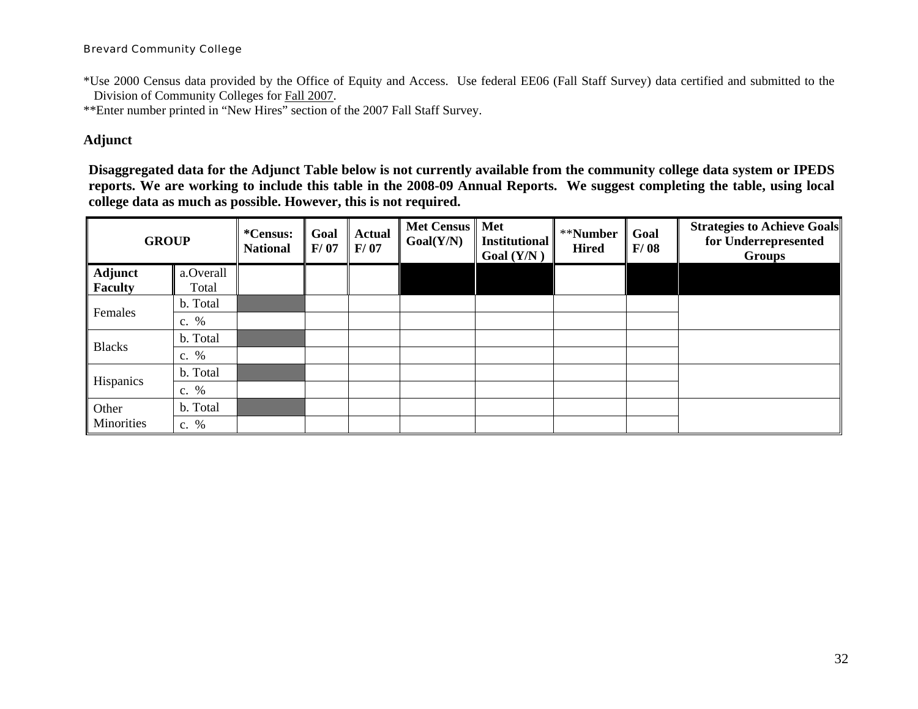*Use 2000 Census data provided by the Office of Equity and Access. Use federal EE06 (Fall Staff Survey) data certified and submitted to the Division of Community Colleges for Fall 2007.

**Enter number printed in "New Hires" section of the 2007 Fall Staff Survey.

## Adjunct

**Disaggregated data for the Adjunct Table below is not currently available from the community college data system or IPEDS reports. We are working to include this table in the 2008-09 Annual Reports. We suggest completing the table, using local college data as much as possible. However, this is not required.**

| GROUP | | *Census: National | Goal F/ 07 | Actual F/ 07 | Met Census Goal(Y/N) | Met Institutional Goal (Y/N ) | **Number Hired | Goal F/ 08 | Strategies to Achieve Goals for Underrepresented Groups |
|---|---|---|---|---|---|---|---|---|---|
| **Adjunct Faculty** | a.Overall Total | | | | | | | | |
| Females | b. Total | | | | | | | | |
| | c. % | | | | | | | | |
| Blacks | b. Total | | | | | | | | |
| | c. % | | | | | | | | |
| Hispanics | b. Total | | | | | | | | |
| | c. % | | | | | | | | |
| Other Minorities | b. Total | | | | | | | | |
| | c. % | | | | | | | | |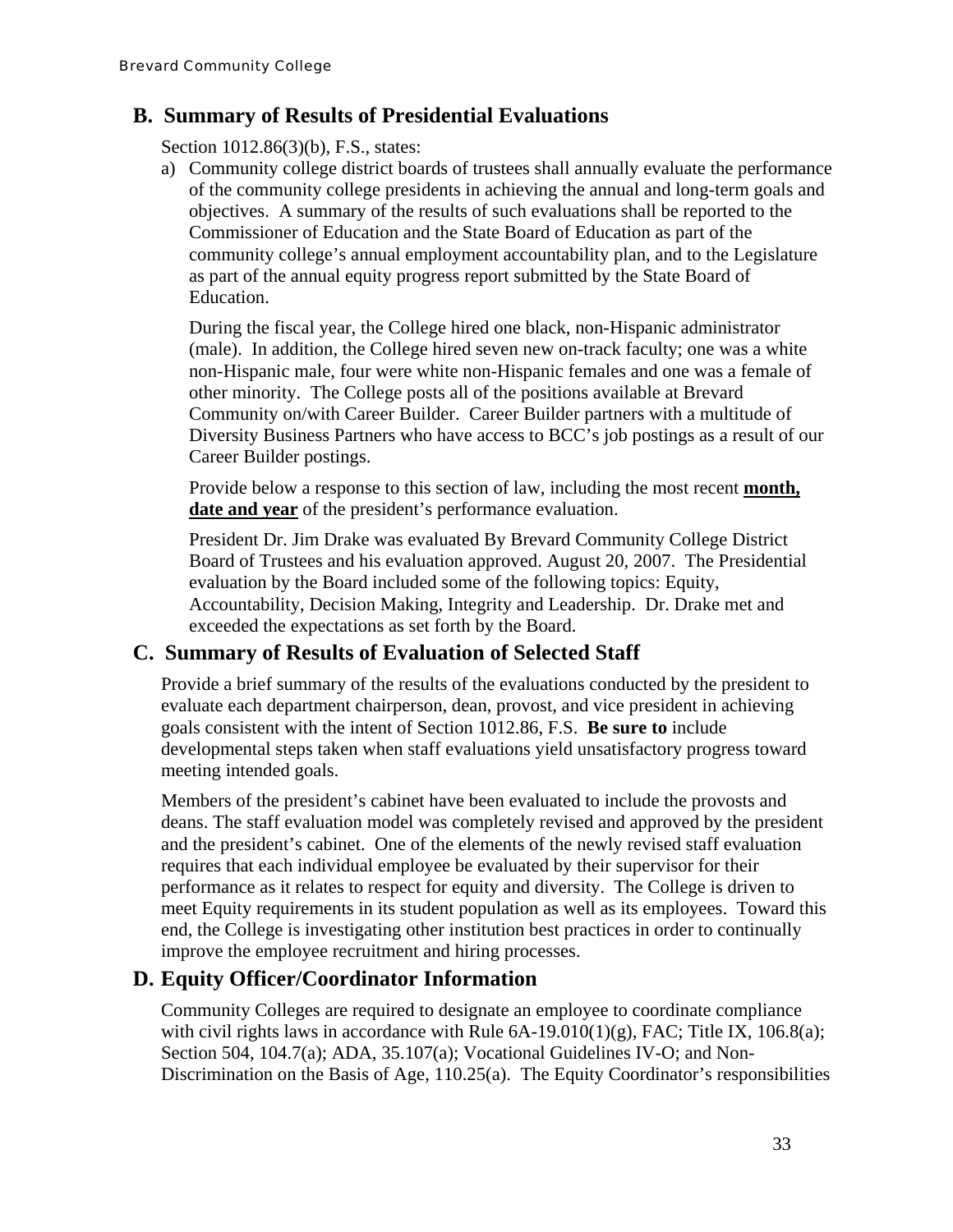## B. Summary of Results of Presidential Evaluations

Section 1012.86(3)(b), F.S., states:

a) Community college district boards of trustees shall annually evaluate the performance of the community college presidents in achieving the annual and long-term goals and objectives. A summary of the results of such evaluations shall be reported to the Commissioner of Education and the State Board of Education as part of the community college's annual employment accountability plan, and to the Legislature as part of the annual equity progress report submitted by the State Board of Education.

During the fiscal year, the College hired one black, non-Hispanic administrator (male). In addition, the College hired seven new on-track faculty; one was a white non-Hispanic male, four were white non-Hispanic females and one was a female of other minority. The College posts all of the positions available at Brevard Community on/with Career Builder. Career Builder partners with a multitude of Diversity Business Partners who have access to BCC's job postings as a result of our Career Builder postings.

Provide below a response to this section of law, including the most recent **month, date and year** of the president's performance evaluation.

President Dr. Jim Drake was evaluated By Brevard Community College District Board of Trustees and his evaluation approved. August 20, 2007. The Presidential evaluation by the Board included some of the following topics: Equity, Accountability, Decision Making, Integrity and Leadership. Dr. Drake met and exceeded the expectations as set forth by the Board.

## C. Summary of Results of Evaluation of Selected Staff

Provide a brief summary of the results of the evaluations conducted by the president to evaluate each department chairperson, dean, provost, and vice president in achieving goals consistent with the intent of Section 1012.86, F.S. **Be sure to** include developmental steps taken when staff evaluations yield unsatisfactory progress toward meeting intended goals.

Members of the president's cabinet have been evaluated to include the provosts and deans. The staff evaluation model was completely revised and approved by the president and the president's cabinet. One of the elements of the newly revised staff evaluation requires that each individual employee be evaluated by their supervisor for their performance as it relates to respect for equity and diversity. The College is driven to meet Equity requirements in its student population as well as its employees. Toward this end, the College is investigating other institution best practices in order to continually improve the employee recruitment and hiring processes.

## D. Equity Officer/Coordinator Information

Community Colleges are required to designate an employee to coordinate compliance with civil rights laws in accordance with Rule 6A-19.010(1)(g), FAC; Title IX, 106.8(a); Section 504, 104.7(a); ADA, 35.107(a); Vocational Guidelines IV-O; and Non-Discrimination on the Basis of Age, 110.25(a). The Equity Coordinator's responsibilities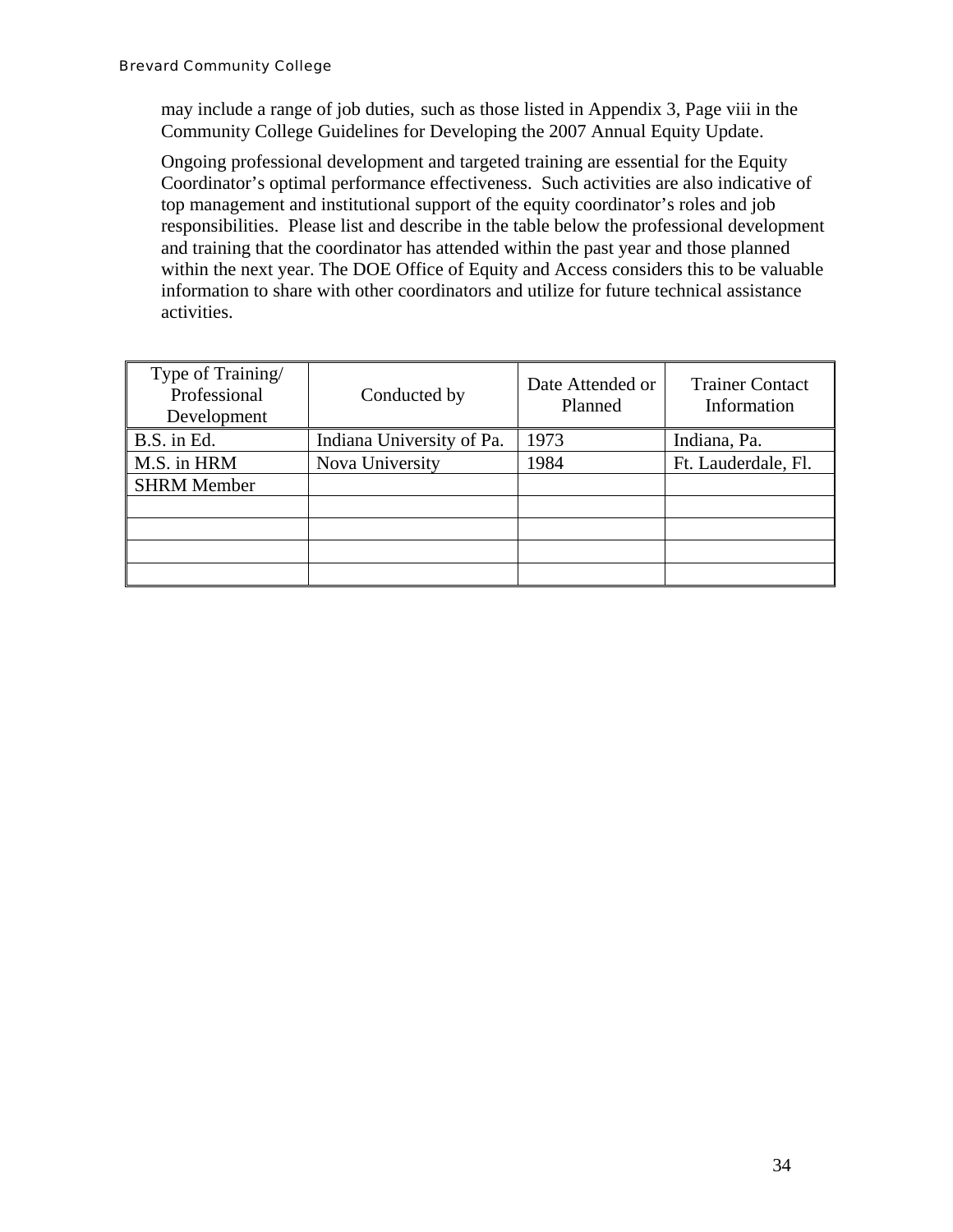may include a range of job duties, such as those listed in Appendix 3, Page viii in the Community College Guidelines for Developing the 2007 Annual Equity Update.

Ongoing professional development and targeted training are essential for the Equity Coordinator's optimal performance effectiveness. Such activities are also indicative of top management and institutional support of the equity coordinator's roles and job responsibilities. Please list and describe in the table below the professional development and training that the coordinator has attended within the past year and those planned within the next year. The DOE Office of Equity and Access considers this to be valuable information to share with other coordinators and utilize for future technical assistance activities.

| Type of Training/ Professional Development | Conducted by | Date Attended or Planned | Trainer Contact Information |
|---|---|---|---|
| B.S. in Ed. | Indiana University of Pa. | 1973 | Indiana, Pa. |
| M.S. in HRM | Nova University | 1984 | Ft. Lauderdale, Fl. |
| SHRM Member | | | |
| | | | |
| | | | |
| | | | |
| | | | |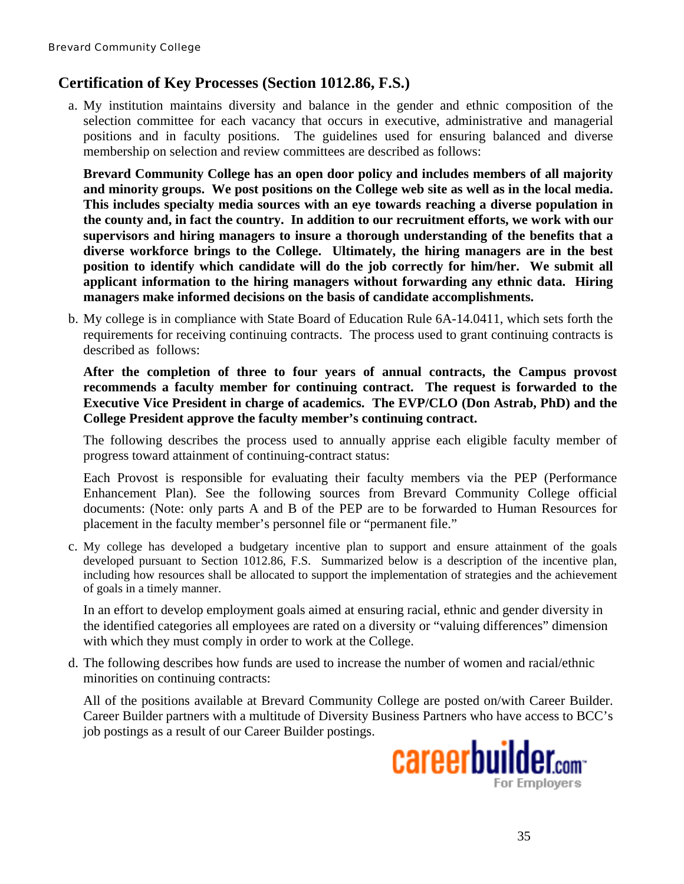## Certification of Key Processes (Section 1012.86, F.S.)

a. My institution maintains diversity and balance in the gender and ethnic composition of the selection committee for each vacancy that occurs in executive, administrative and managerial positions and in faculty positions. The guidelines used for ensuring balanced and diverse membership on selection and review committees are described as follows:

   **Brevard Community College has an open door policy and includes members of all majority and minority groups. We post positions on the College web site as well as in the local media. This includes specialty media sources with an eye towards reaching a diverse population in the county and, in fact the country. In addition to our recruitment efforts, we work with our supervisors and hiring managers to insure a thorough understanding of the benefits that a diverse workforce brings to the College. Ultimately, the hiring managers are in the best position to identify which candidate will do the job correctly for him/her. We submit all applicant information to the hiring managers without forwarding any ethnic data. Hiring managers make informed decisions on the basis of candidate accomplishments.**

b. My college is in compliance with State Board of Education Rule 6A-14.0411, which sets forth the requirements for receiving continuing contracts. The process used to grant continuing contracts is described as follows:

   **After the completion of three to four years of annual contracts, the Campus provost recommends a faculty member for continuing contract. The request is forwarded to the Executive Vice President in charge of academics. The EVP/CLO (Don Astrab, PhD) and the College President approve the faculty member's continuing contract.**

   The following describes the process used to annually apprise each eligible faculty member of progress toward attainment of continuing-contract status:

   Each Provost is responsible for evaluating their faculty members via the PEP (Performance Enhancement Plan). See the following sources from Brevard Community College official documents: (Note: only parts A and B of the PEP are to be forwarded to Human Resources for placement in the faculty member's personnel file or "permanent file."

c. My college has developed a budgetary incentive plan to support and ensure attainment of the goals developed pursuant to Section 1012.86, F.S. Summarized below is a description of the incentive plan, including how resources shall be allocated to support the implementation of strategies and the achievement of goals in a timely manner.

   In an effort to develop employment goals aimed at ensuring racial, ethnic and gender diversity in the identified categories all employees are rated on a diversity or "valuing differences" dimension with which they must comply in order to work at the College.

d. The following describes how funds are used to increase the number of women and racial/ethnic minorities on continuing contracts:

   All of the positions available at Brevard Community College are posted on/with Career Builder. Career Builder partners with a multitude of Diversity Business Partners who have access to BCC's job postings as a result of our Career Builder postings.

careerbuilder.com For Employers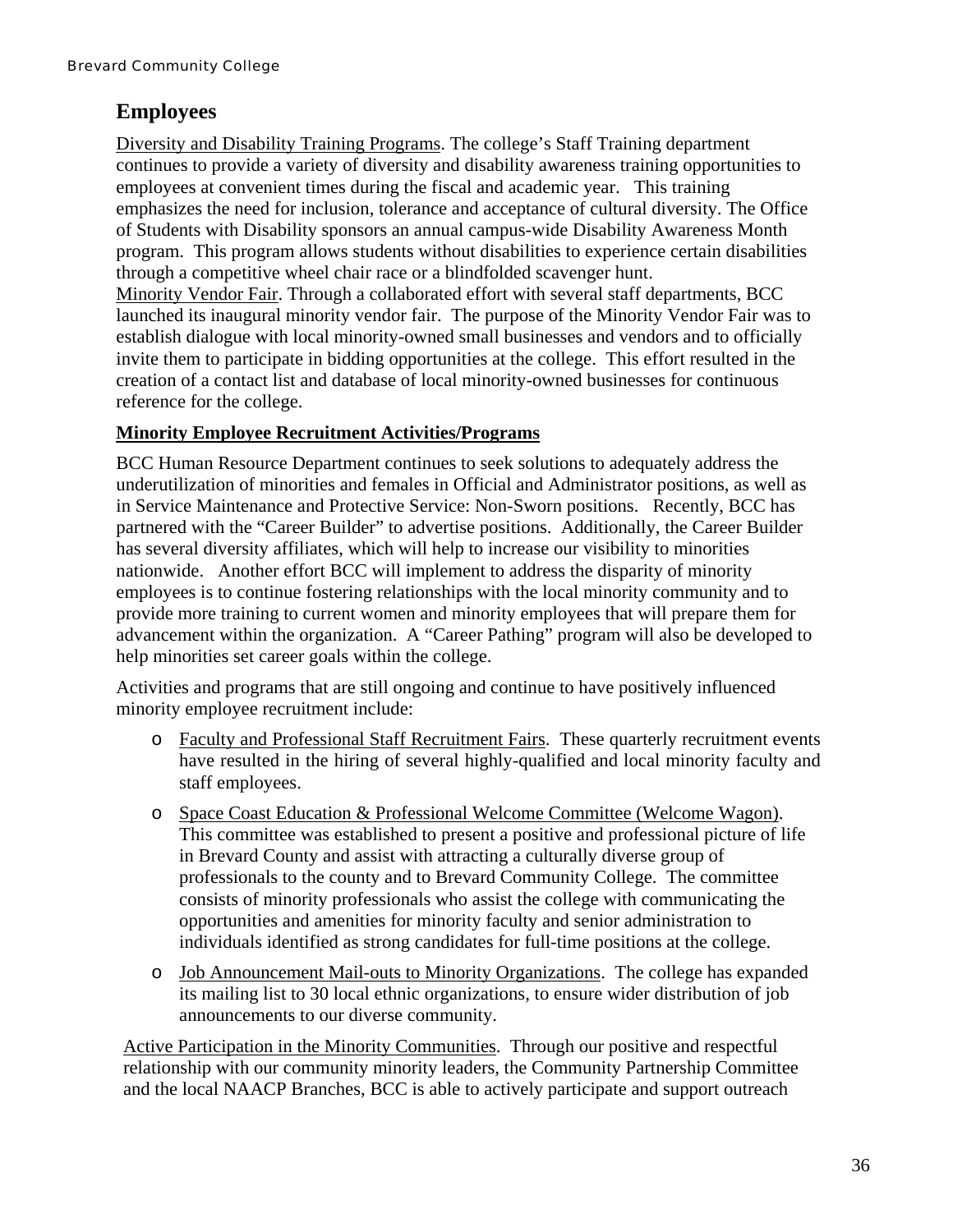## Employees

<u>Diversity and Disability Training Programs</u>. The college's Staff Training department continues to provide a variety of diversity and disability awareness training opportunities to employees at convenient times during the fiscal and academic year. This training emphasizes the need for inclusion, tolerance and acceptance of cultural diversity. The Office of Students with Disability sponsors an annual campus-wide Disability Awareness Month program. This program allows students without disabilities to experience certain disabilities through a competitive wheel chair race or a blindfolded scavenger hunt.

<u>Minority Vendor Fair</u>. Through a collaborated effort with several staff departments, BCC launched its inaugural minority vendor fair. The purpose of the Minority Vendor Fair was to establish dialogue with local minority-owned small businesses and vendors and to officially invite them to participate in bidding opportunities at the college. This effort resulted in the creation of a contact list and database of local minority-owned businesses for continuous reference for the college.

**<u>Minority Employee Recruitment Activities/Programs</u>**

BCC Human Resource Department continues to seek solutions to adequately address the underutilization of minorities and females in Official and Administrator positions, as well as in Service Maintenance and Protective Service: Non-Sworn positions. Recently, BCC has partnered with the "Career Builder" to advertise positions. Additionally, the Career Builder has several diversity affiliates, which will help to increase our visibility to minorities nationwide. Another effort BCC will implement to address the disparity of minority employees is to continue fostering relationships with the local minority community and to provide more training to current women and minority employees that will prepare them for advancement within the organization. A "Career Pathing" program will also be developed to help minorities set career goals within the college.

Activities and programs that are still ongoing and continue to have positively influenced minority employee recruitment include:

- <u>Faculty and Professional Staff Recruitment Fairs</u>. These quarterly recruitment events have resulted in the hiring of several highly-qualified and local minority faculty and staff employees.
- <u>Space Coast Education & Professional Welcome Committee (Welcome Wagon)</u>. This committee was established to present a positive and professional picture of life in Brevard County and assist with attracting a culturally diverse group of professionals to the county and to Brevard Community College. The committee consists of minority professionals who assist the college with communicating the opportunities and amenities for minority faculty and senior administration to individuals identified as strong candidates for full-time positions at the college.
- <u>Job Announcement Mail-outs to Minority Organizations</u>. The college has expanded its mailing list to 30 local ethnic organizations, to ensure wider distribution of job announcements to our diverse community.

<u>Active Participation in the Minority Communities</u>. Through our positive and respectful relationship with our community minority leaders, the Community Partnership Committee and the local NAACP Branches, BCC is able to actively participate and support outreach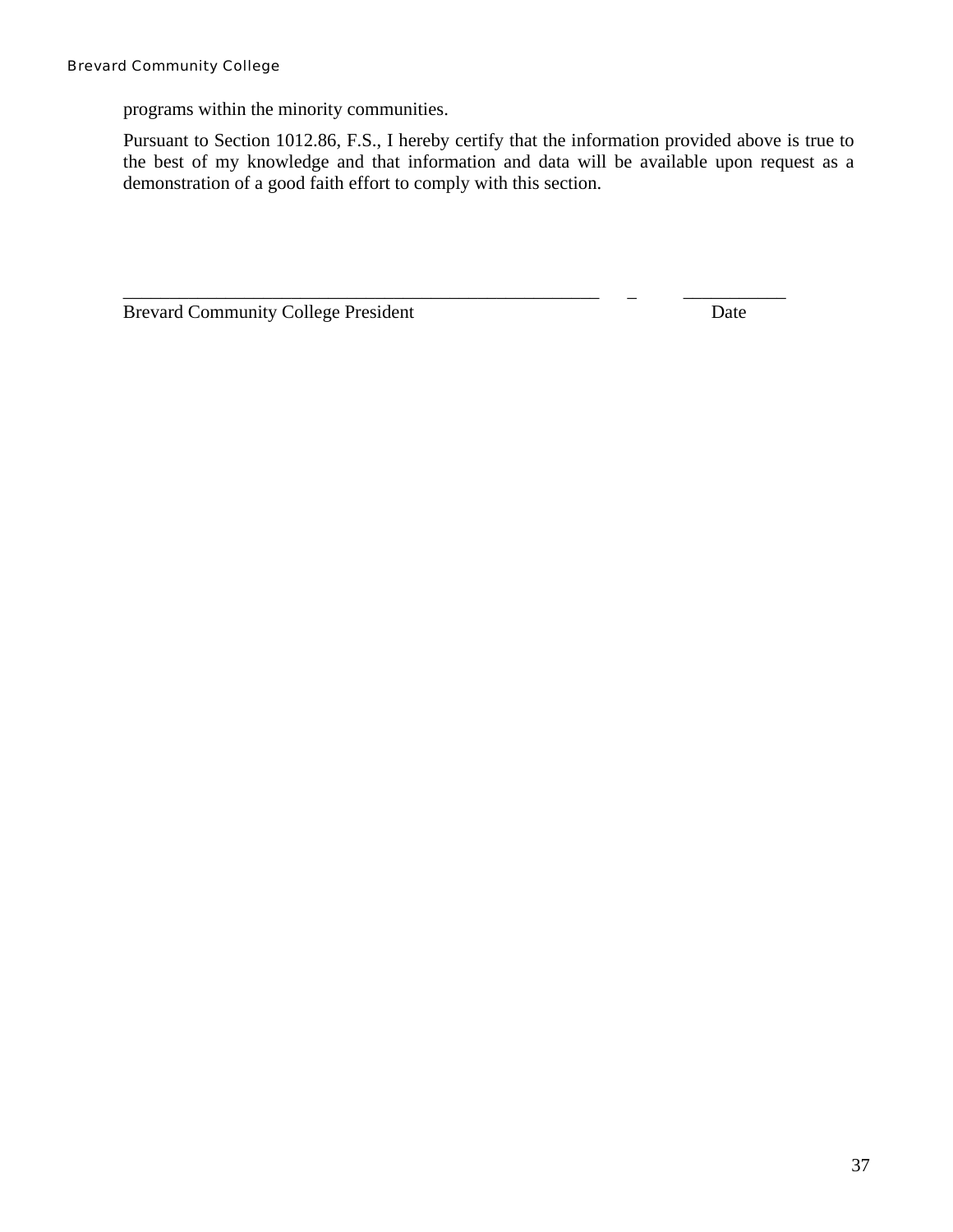programs within the minority communities.

Pursuant to Section 1012.86, F.S., I hereby certify that the information provided above is true to the best of my knowledge and that information and data will be available upon request as a demonstration of a good faith effort to comply with this section.

_____________________________________________________ _ ___________

Brevard Community College President Date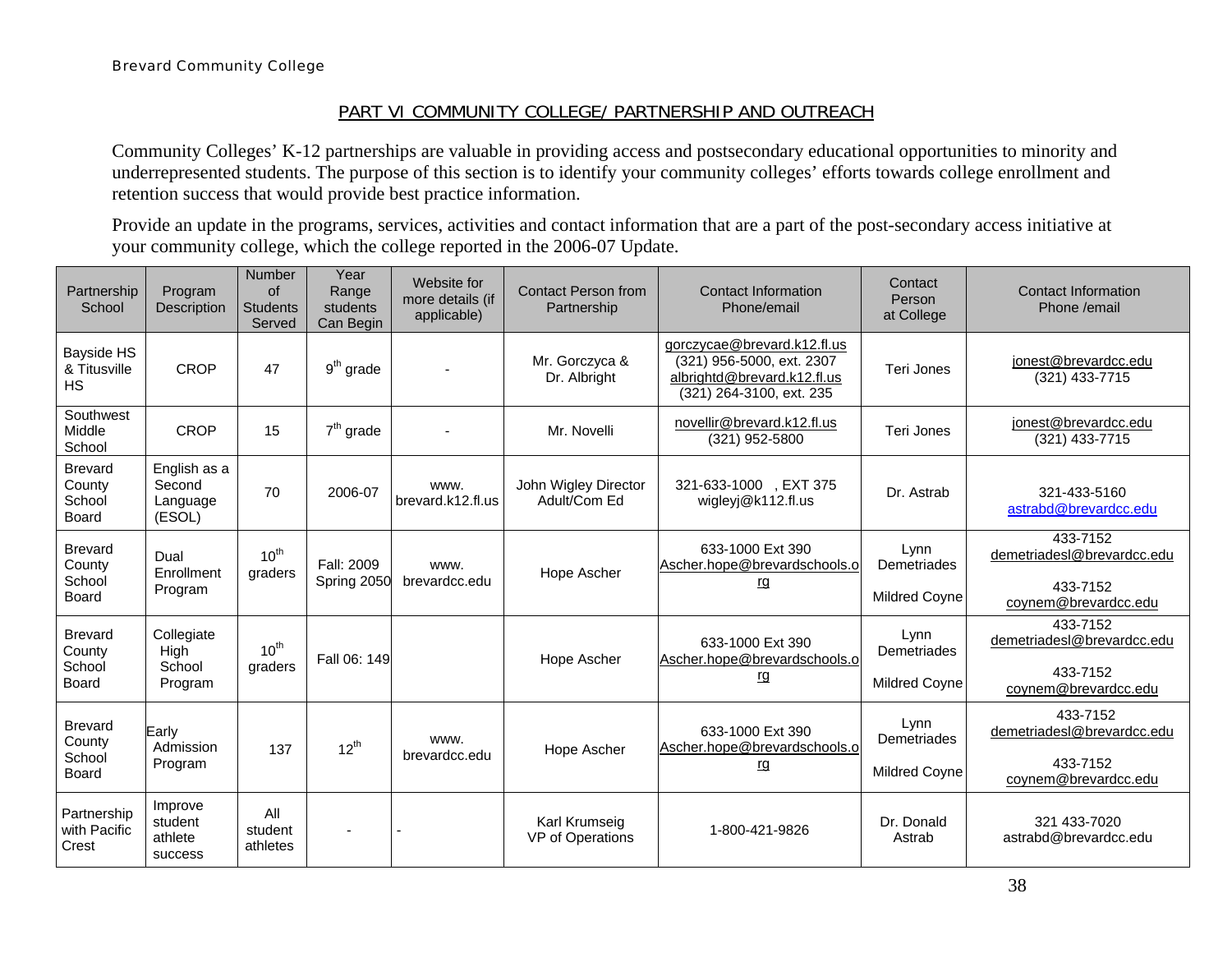## PART VI COMMUNITY COLLEGE/ PARTNERSHIP AND OUTREACH

Community Colleges' K-12 partnerships are valuable in providing access and postsecondary educational opportunities to minority and underrepresented students. The purpose of this section is to identify your community colleges' efforts towards college enrollment and retention success that would provide best practice information.

Provide an update in the programs, services, activities and contact information that are a part of the post-secondary access initiative at your community college, which the college reported in the 2006-07 Update.

| Partnership School | Program Description | Number of Students Served | Year Range students Can Begin | Website for more details (if applicable) | Contact Person from Partnership | Contact Information Phone/email | Contact Person at College | Contact Information Phone /email |
|---|---|---|---|---|---|---|---|---|
| Bayside HS & Titusville HS | CROP | 47 | 9th grade | - | Mr. Gorczyca & Dr. Albright | gorczycae@brevard.k12.fl.us (321) 956-5000, ext. 2307 albrightd@brevard.k12.fl.us (321) 264-3100, ext. 235 | Teri Jones | jonest@brevardcc.edu (321) 433-7715 |
| Southwest Middle School | CROP | 15 | 7th grade | - | Mr. Novelli | novellir@brevard.k12.fl.us (321) 952-5800 | Teri Jones | jonest@brevardcc.edu (321) 433-7715 |
| Brevard County School Board | English as a Second Language (ESOL) | 70 | 2006-07 | www. brevard.k12.fl.us | John Wigley Director Adult/Com Ed | 321-633-1000 , EXT 375 wigleyj@k112.fl.us | Dr. Astrab | 321-433-5160 astrabd@brevardcc.edu |
| Brevard County School Board | Dual Enrollment Program | 10th graders | Fall: 2009 Spring 2050 | www. brevardcc.edu | Hope Ascher | 633-1000 Ext 390 Ascher.hope@brevardschools.org | Lynn Demetriades Mildred Coyne | 433-7152 demetriadesl@brevardcc.edu 433-7152 coynem@brevardcc.edu |
| Brevard County School Board | Collegiate High School Program | 10th graders | Fall 06: 149 | | Hope Ascher | 633-1000 Ext 390 Ascher.hope@brevardschools.org | Lynn Demetriades Mildred Coyne | 433-7152 demetriadesl@brevardcc.edu 433-7152 coynem@brevardcc.edu |
| Brevard County School Board | Early Admission Program | 137 | 12th | www. brevardcc.edu | Hope Ascher | 633-1000 Ext 390 Ascher.hope@brevardschools.org | Lynn Demetriades Mildred Coyne | 433-7152 demetriadesl@brevardcc.edu 433-7152 coynem@brevardcc.edu |
| Partnership with Pacific Crest | Improve student athlete success | All student athletes | - | - | Karl Krumseig VP of Operations | 1-800-421-9826 | Dr. Donald Astrab | 321 433-7020 astrabd@brevardcc.edu |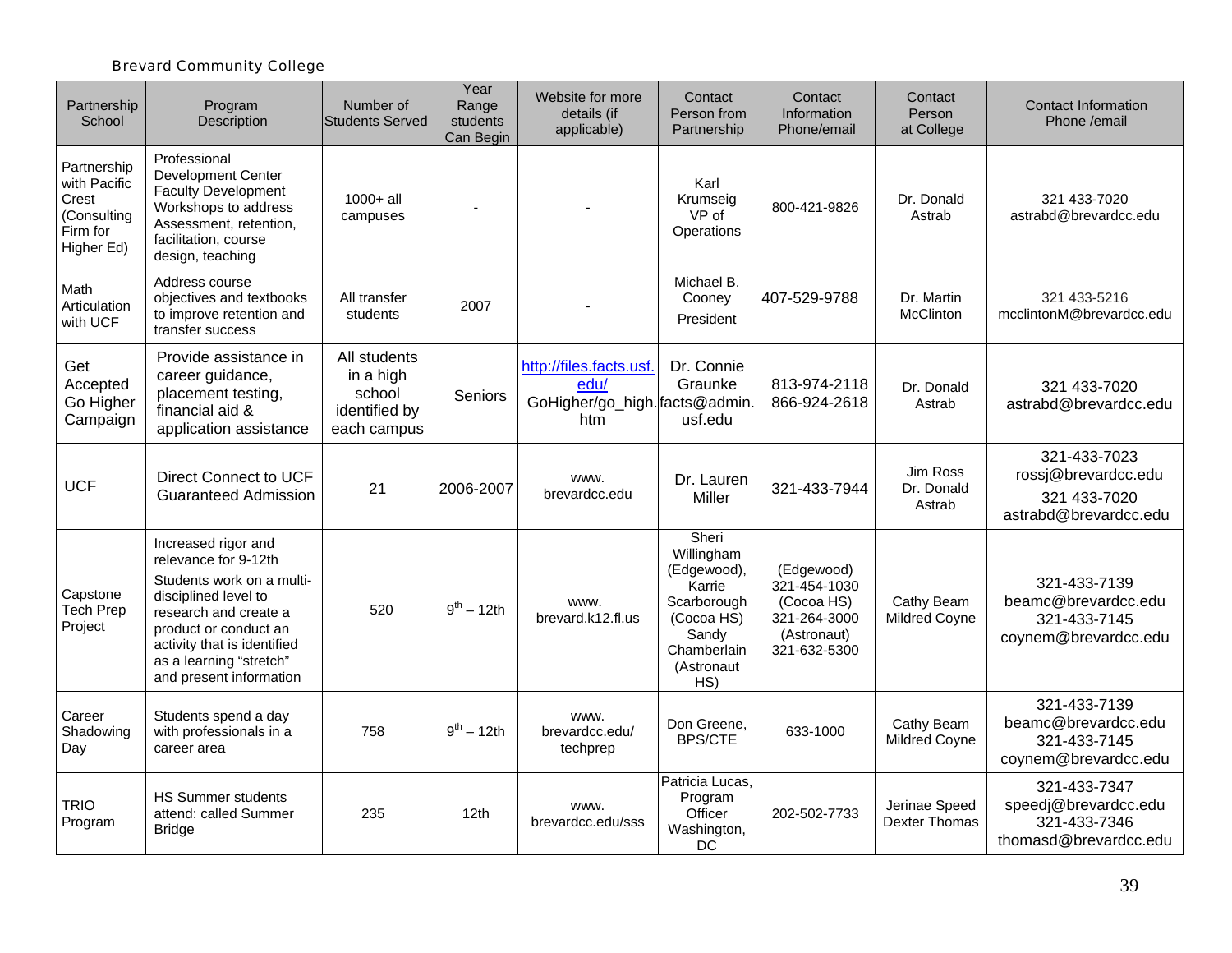Brevard Community College

| Partnership School | Program Description | Number of Students Served | Year Range students Can Begin | Website for more details (if applicable) | Contact Person from Partnership | Contact Information Phone/email | Contact Person at College | Contact Information Phone /email |
|---|---|---|---|---|---|---|---|---|
| Partnership with Pacific Crest (Consulting Firm for Higher Ed) | Professional Development Center Faculty Development Workshops to address Assessment, retention, facilitation, course design, teaching | 1000+ all campuses | - | - | Karl Krumseig VP of Operations | 800-421-9826 | Dr. Donald Astrab | 321 433-7020 astrabd@brevardcc.edu |
| Math Articulation with UCF | Address course objectives and textbooks to improve retention and transfer success | All transfer students | 2007 | - | Michael B. Cooney President | 407-529-9788 | Dr. Martin McClinton | 321 433-5216 mcclintonM@brevardcc.edu |
| Get Accepted Go Higher Campaign | Provide assistance in career guidance, placement testing, financial aid & application assistance | All students in a high school identified by each campus | Seniors | http://files.facts.usf.edu/GoHigher/go_high.htm | Dr. Connie Graunke facts@admin.usf.edu | 813-974-2118 866-924-2618 | Dr. Donald Astrab | 321 433-7020 astrabd@brevardcc.edu |
| UCF | Direct Connect to UCF Guaranteed Admission | 21 | 2006-2007 | www.brevardcc.edu | Dr. Lauren Miller | 321-433-7944 | Jim Ross Dr. Donald Astrab | 321-433-7023 rossj@brevardcc.edu 321 433-7020 astrabd@brevardcc.edu |
| Capstone Tech Prep Project | Increased rigor and relevance for 9-12th Students work on a multi-disciplined level to research and create a product or conduct an activity that is identified as a learning "stretch" and present information | 520 | 9th – 12th | www.brevard.k12.fl.us | Sheri Willingham (Edgewood), Karrie Scarborough (Cocoa HS) Sandy Chamberlain (Astronaut HS) | (Edgewood) 321-454-1030 (Cocoa HS) 321-264-3000 (Astronaut) 321-632-5300 | Cathy Beam Mildred Coyne | 321-433-7139 beamc@brevardcc.edu 321-433-7145 coynem@brevardcc.edu |
| Career Shadowing Day | Students spend a day with professionals in a career area | 758 | 9th – 12th | www.brevardcc.edu/techprep | Don Greene, BPS/CTE | 633-1000 | Cathy Beam Mildred Coyne | 321-433-7139 beamc@brevardcc.edu 321-433-7145 coynem@brevardcc.edu |
| TRIO Program | HS Summer students attend: called Summer Bridge | 235 | 12th | www.brevardcc.edu/sss | Patricia Lucas, Program Officer Washington, DC | 202-502-7733 | Jerinae Speed Dexter Thomas | 321-433-7347 speedj@brevardcc.edu 321-433-7346 thomasd@brevardcc.edu |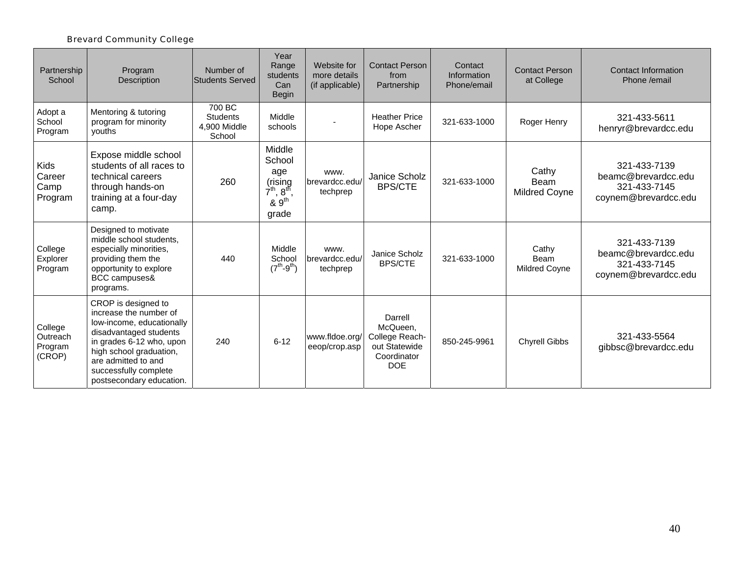Brevard Community College

| Partnership School | Program Description | Number of Students Served | Year Range students Can Begin | Website for more details (if applicable) | Contact Person from Partnership | Contact Information Phone/email | Contact Person at College | Contact Information Phone /email |
|---|---|---|---|---|---|---|---|---|
| Adopt a School Program | Mentoring & tutoring program for minority youths | 700 BC Students 4,900 Middle School | Middle schools | - | Heather Price Hope Ascher | 321-633-1000 | Roger Henry | 321-433-5611 henryr@brevardcc.edu |
| Kids Career Camp Program | Expose middle school students of all races to technical careers through hands-on training at a four-day camp. | 260 | Middle School age (rising 7th, 8th, & 9th grade | www. brevardcc.edu/ techprep | Janice Scholz BPS/CTE | 321-633-1000 | Cathy Beam Mildred Coyne | 321-433-7139 beamc@brevardcc.edu 321-433-7145 coynem@brevardcc.edu |
| College Explorer Program | Designed to motivate middle school students, especially minorities, providing them the opportunity to explore BCC campuses& programs. | 440 | Middle School (7th-9th) | www. brevardcc.edu/ techprep | Janice Scholz BPS/CTE | 321-633-1000 | Cathy Beam Mildred Coyne | 321-433-7139 beamc@brevardcc.edu 321-433-7145 coynem@brevardcc.edu |
| College Outreach Program (CROP) | CROP is designed to increase the number of low-income, educationally disadvantaged students in grades 6-12 who, upon high school graduation, are admitted to and successfully complete postsecondary education. | 240 | 6-12 | www.fldoe.org/ eeop/crop.asp | Darrell McQueen, College Reach-out Statewide Coordinator DOE | 850-245-9961 | Chyrell Gibbs | 321-433-5564 gibbsc@brevardcc.edu |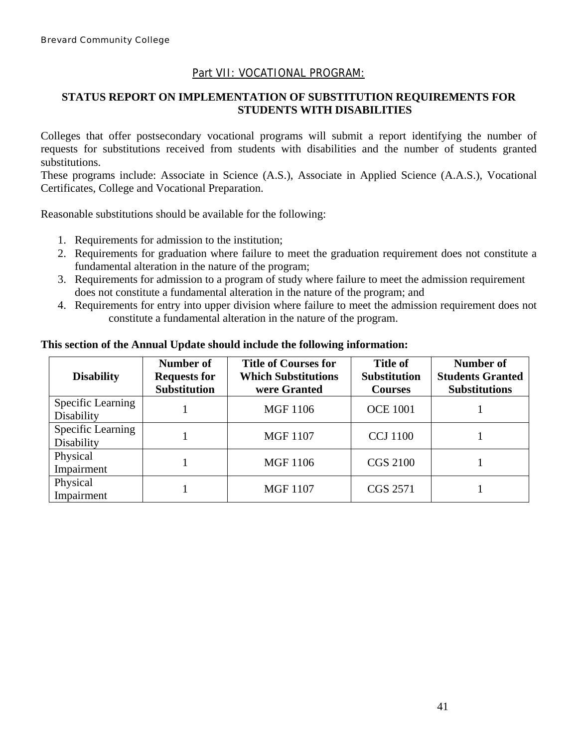## Part VII: VOCATIONAL PROGRAM:

### STATUS REPORT ON IMPLEMENTATION OF SUBSTITUTION REQUIREMENTS FOR STUDENTS WITH DISABILITIES

Colleges that offer postsecondary vocational programs will submit a report identifying the number of requests for substitutions received from students with disabilities and the number of students granted substitutions.
These programs include: Associate in Science (A.S.), Associate in Applied Science (A.A.S.), Vocational Certificates, College and Vocational Preparation.

Reasonable substitutions should be available for the following:

1. Requirements for admission to the institution;
2. Requirements for graduation where failure to meet the graduation requirement does not constitute a fundamental alteration in the nature of the program;
3. Requirements for admission to a program of study where failure to meet the admission requirement does not constitute a fundamental alteration in the nature of the program; and
4. Requirements for entry into upper division where failure to meet the admission requirement does not constitute a fundamental alteration in the nature of the program.

**This section of the Annual Update should include the following information:**

| Disability | Number of Requests for Substitution | Title of Courses for Which Substitutions were Granted | Title of Substitution Courses | Number of Students Granted Substitutions |
|---|---|---|---|---|
| Specific Learning Disability | 1 | MGF 1106 | OCE 1001 | 1 |
| Specific Learning Disability | 1 | MGF 1107 | CCJ 1100 | 1 |
| Physical Impairment | 1 | MGF 1106 | CGS 2100 | 1 |
| Physical Impairment | 1 | MGF 1107 | CGS 2571 | 1 |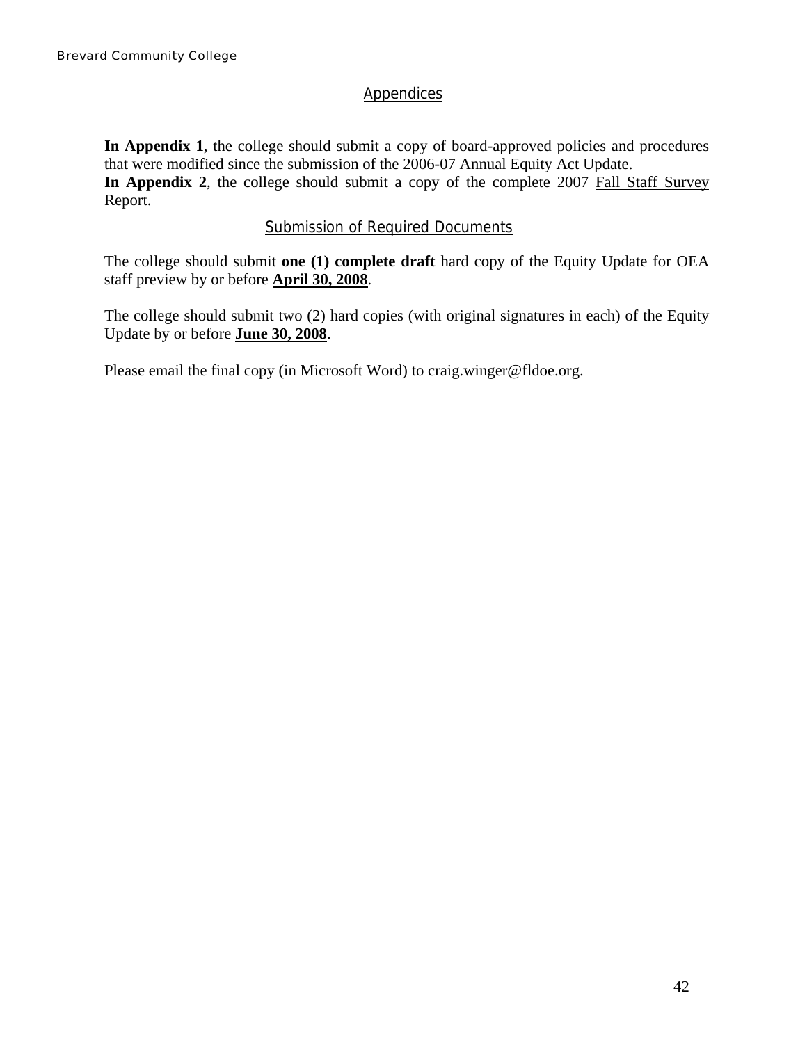## Appendices

**In Appendix 1**, the college should submit a copy of board-approved policies and procedures that were modified since the submission of the 2006-07 Annual Equity Act Update.
**In Appendix 2**, the college should submit a copy of the complete 2007 Fall Staff Survey Report.

## Submission of Required Documents

The college should submit **one (1) complete draft** hard copy of the Equity Update for OEA staff preview by or before **April 30, 2008**.

The college should submit two (2) hard copies (with original signatures in each) of the Equity Update by or before **June 30, 2008**.

Please email the final copy (in Microsoft Word) to craig.winger@fldoe.org.